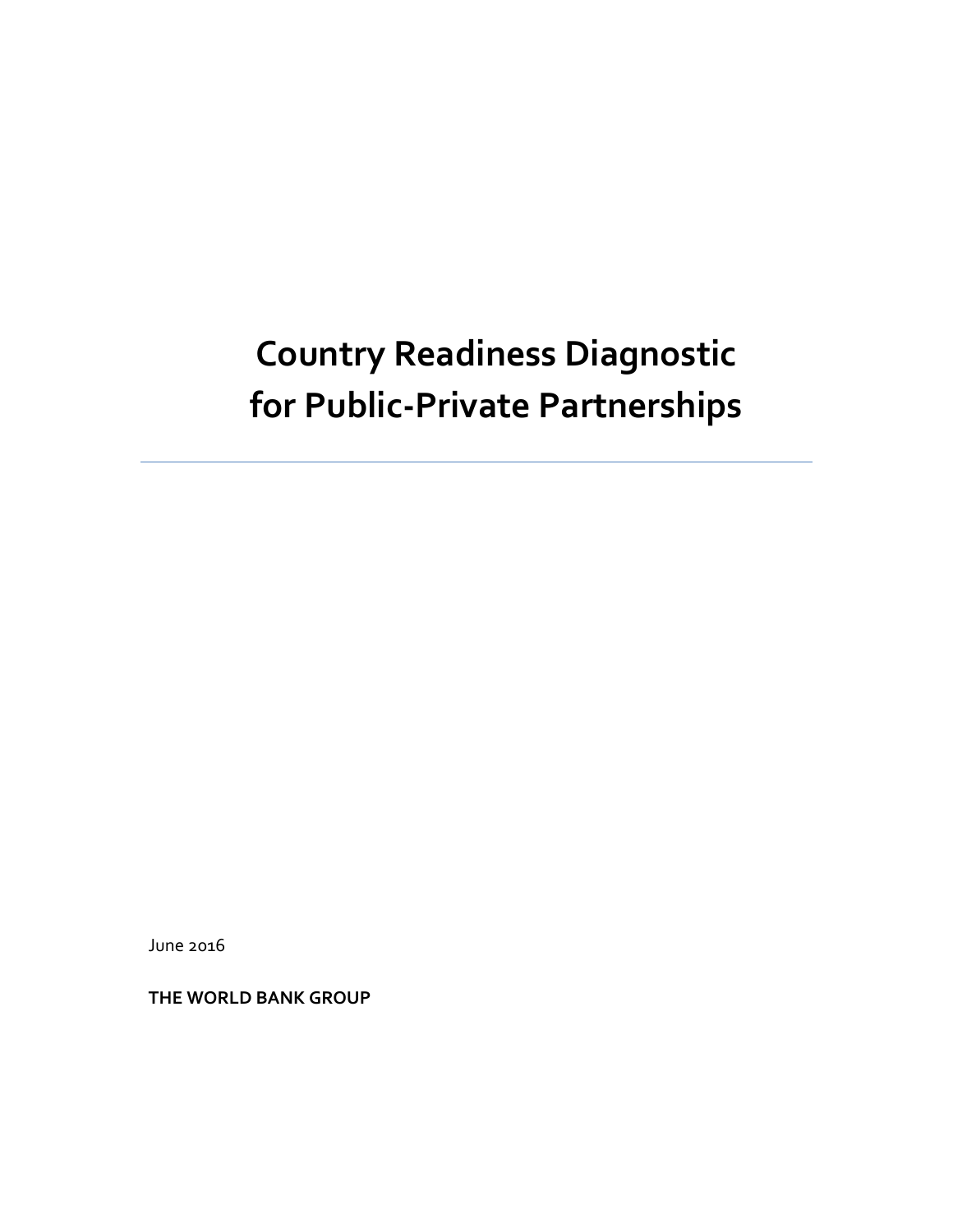# Country Readiness Diagnostic for Public-Private Partnerships

June 2016

**THE WORLD BANK GROUP**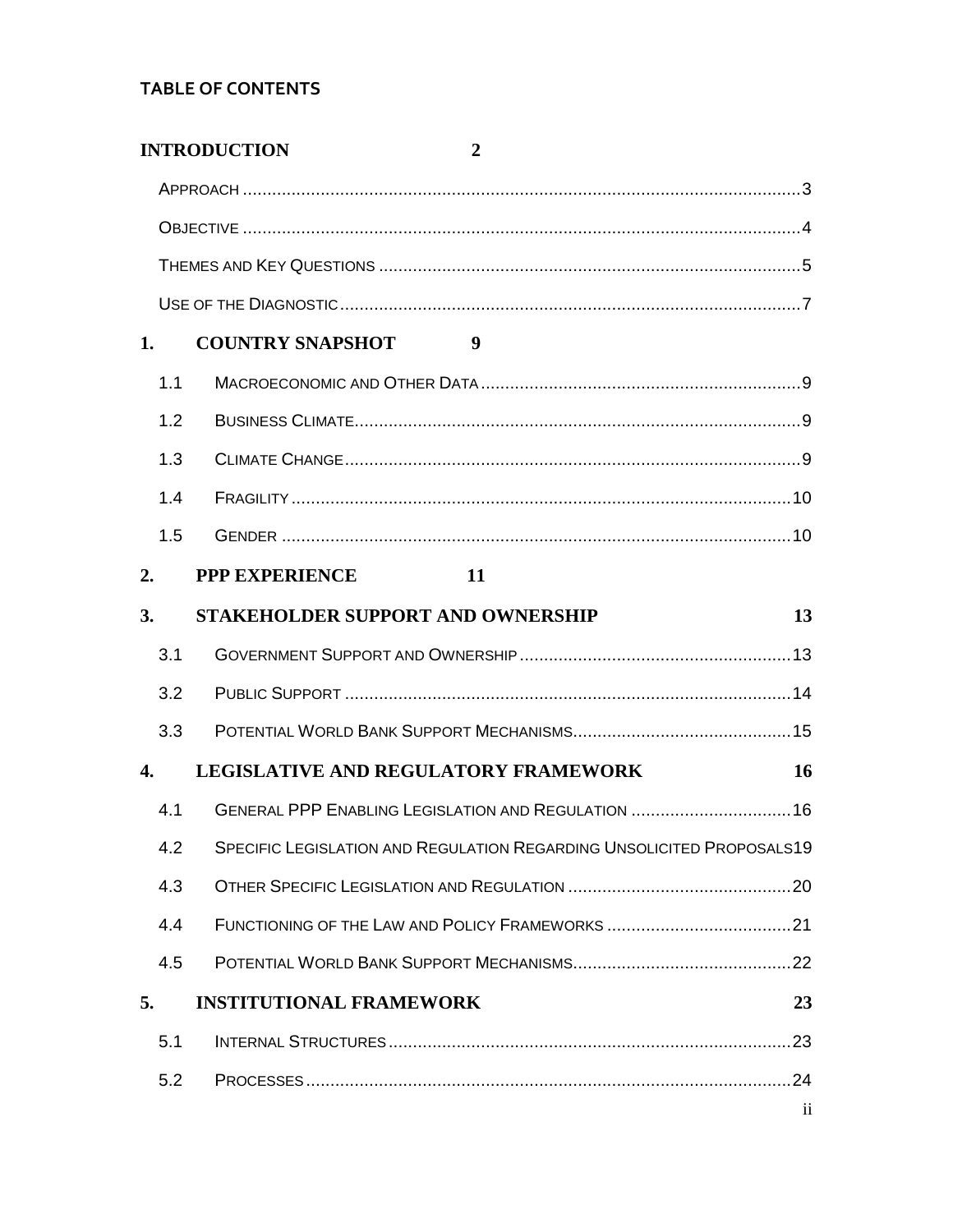**TABLE OF CONTENTS**

**INTRODUCTION** 2

- APPROACH ........ 3
- OBJECTIVE ........ 4
- THEMES AND KEY QUESTIONS ........ 5
- USE OF THE DIAGNOSTIC ........ 7

**1. COUNTRY SNAPSHOT** 9

- 1.1 MACROECONOMIC AND OTHER DATA ........ 9
- 1.2 BUSINESS CLIMATE ........ 9
- 1.3 CLIMATE CHANGE ........ 9
- 1.4 FRAGILITY ........ 10
- 1.5 GENDER ........ 10

**2. PPP EXPERIENCE** 11

**3. STAKEHOLDER SUPPORT AND OWNERSHIP** 13

- 3.1 GOVERNMENT SUPPORT AND OWNERSHIP ........ 13
- 3.2 PUBLIC SUPPORT ........ 14
- 3.3 POTENTIAL WORLD BANK SUPPORT MECHANISMS ........ 15

**4. LEGISLATIVE AND REGULATORY FRAMEWORK** 16

- 4.1 GENERAL PPP ENABLING LEGISLATION AND REGULATION ........ 16
- 4.2 SPECIFIC LEGISLATION AND REGULATION REGARDING UNSOLICITED PROPOSALS 19
- 4.3 OTHER SPECIFIC LEGISLATION AND REGULATION ........ 20
- 4.4 FUNCTIONING OF THE LAW AND POLICY FRAMEWORKS ........ 21
- 4.5 POTENTIAL WORLD BANK SUPPORT MECHANISMS ........ 22

**5. INSTITUTIONAL FRAMEWORK** 23

- 5.1 INTERNAL STRUCTURES ........ 23
- 5.2 PROCESSES ........ 24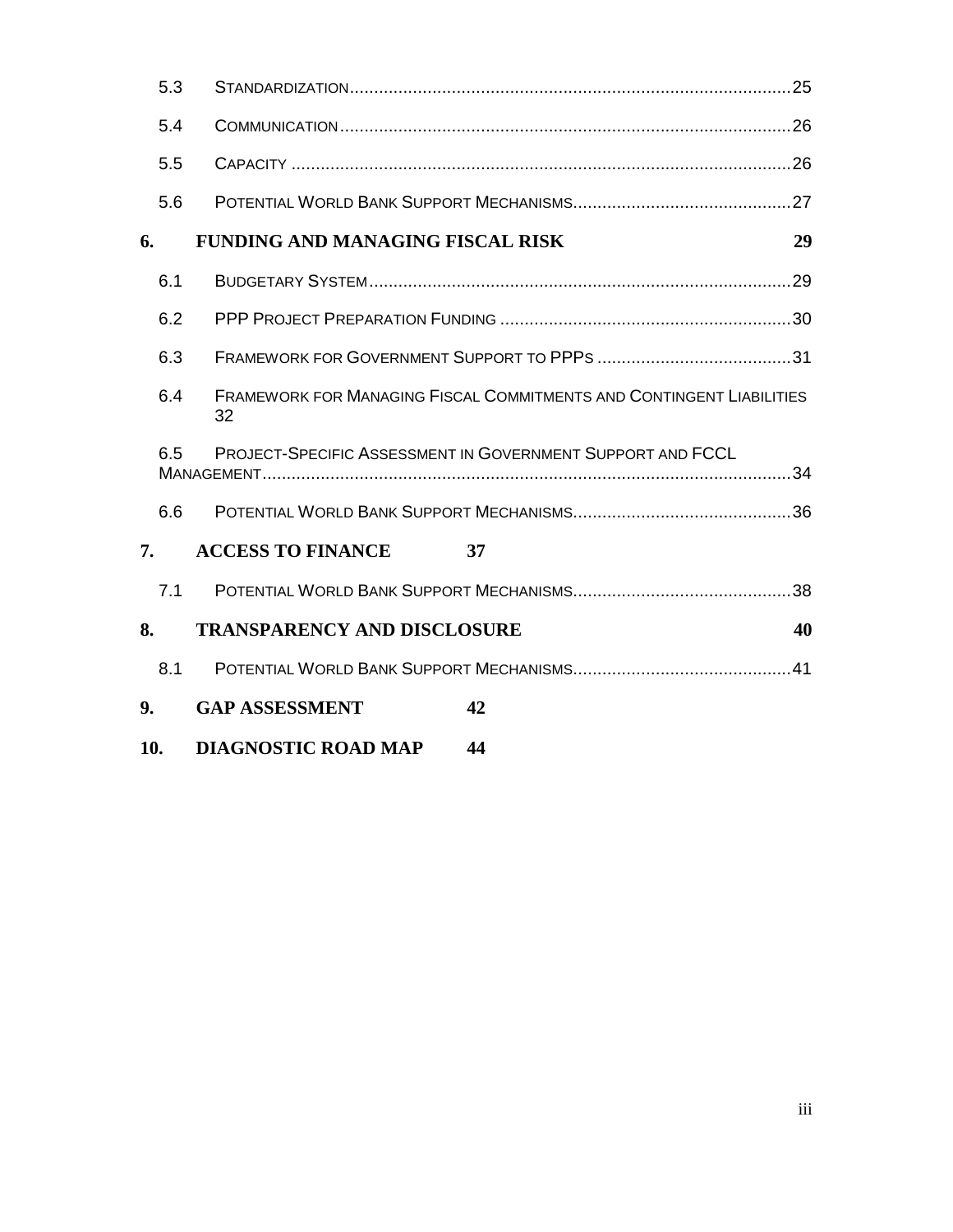5.3 STANDARDIZATION ....................................................................................... 25

5.4 COMMUNICATION ....................................................................................... 26

5.5 CAPACITY ....................................................................................... 26

5.6 POTENTIAL WORLD BANK SUPPORT MECHANISMS ............................................. 27

**6. FUNDING AND MANAGING FISCAL RISK 29**

6.1 BUDGETARY SYSTEM ....................................................................................... 29

6.2 PPP PROJECT PREPARATION FUNDING ........................................................... 30

6.3 FRAMEWORK FOR GOVERNMENT SUPPORT TO PPPS ........................................ 31

6.4 FRAMEWORK FOR MANAGING FISCAL COMMITMENTS AND CONTINGENT LIABILITIES 32

6.5 PROJECT-SPECIFIC ASSESSMENT IN GOVERNMENT SUPPORT AND FCCL MANAGEMENT ....................................................................................... 34

6.6 POTENTIAL WORLD BANK SUPPORT MECHANISMS ............................................. 36

**7. ACCESS TO FINANCE 37**

7.1 POTENTIAL WORLD BANK SUPPORT MECHANISMS ............................................. 38

**8. TRANSPARENCY AND DISCLOSURE 40**

8.1 POTENTIAL WORLD BANK SUPPORT MECHANISMS ............................................. 41

**9. GAP ASSESSMENT 42**

**10. DIAGNOSTIC ROAD MAP 44**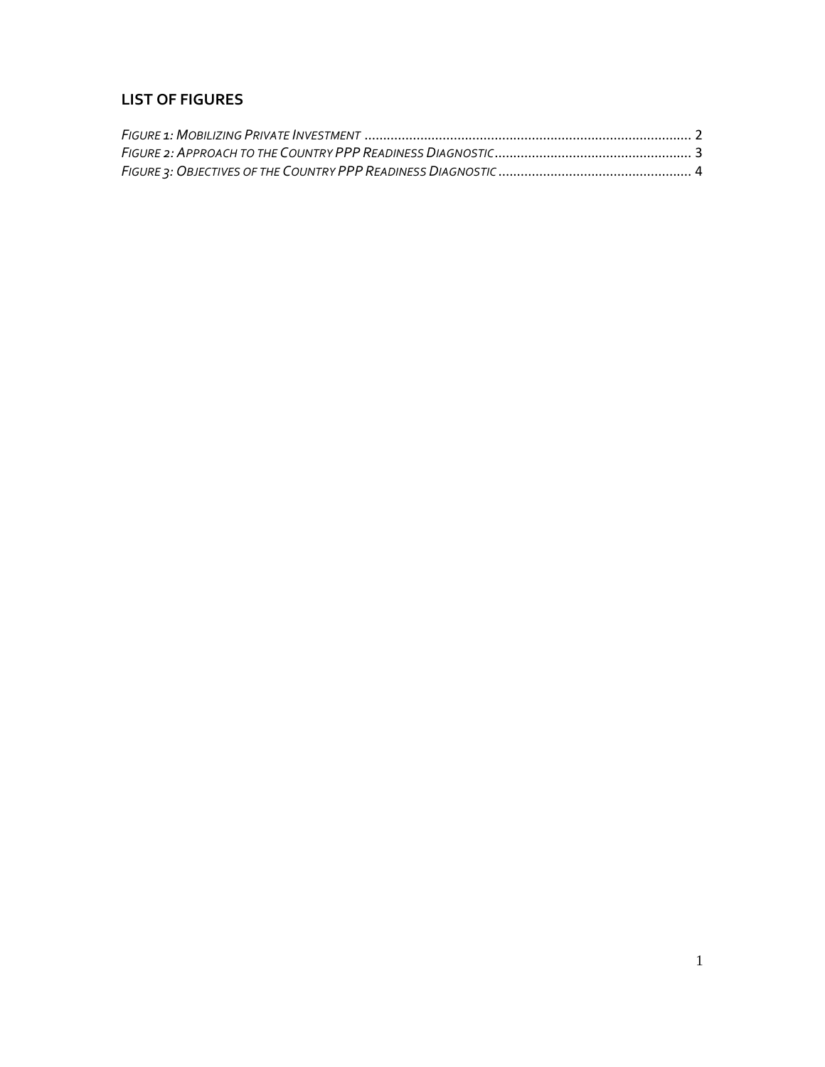## LIST OF FIGURES

*Figure 1: Mobilizing Private Investment* ........................................................................................ 2
*Figure 2: Approach to the Country PPP Readiness Diagnostic* ..................................................... 3
*Figure 3: Objectives of the Country PPP Readiness Diagnostic* .................................................... 4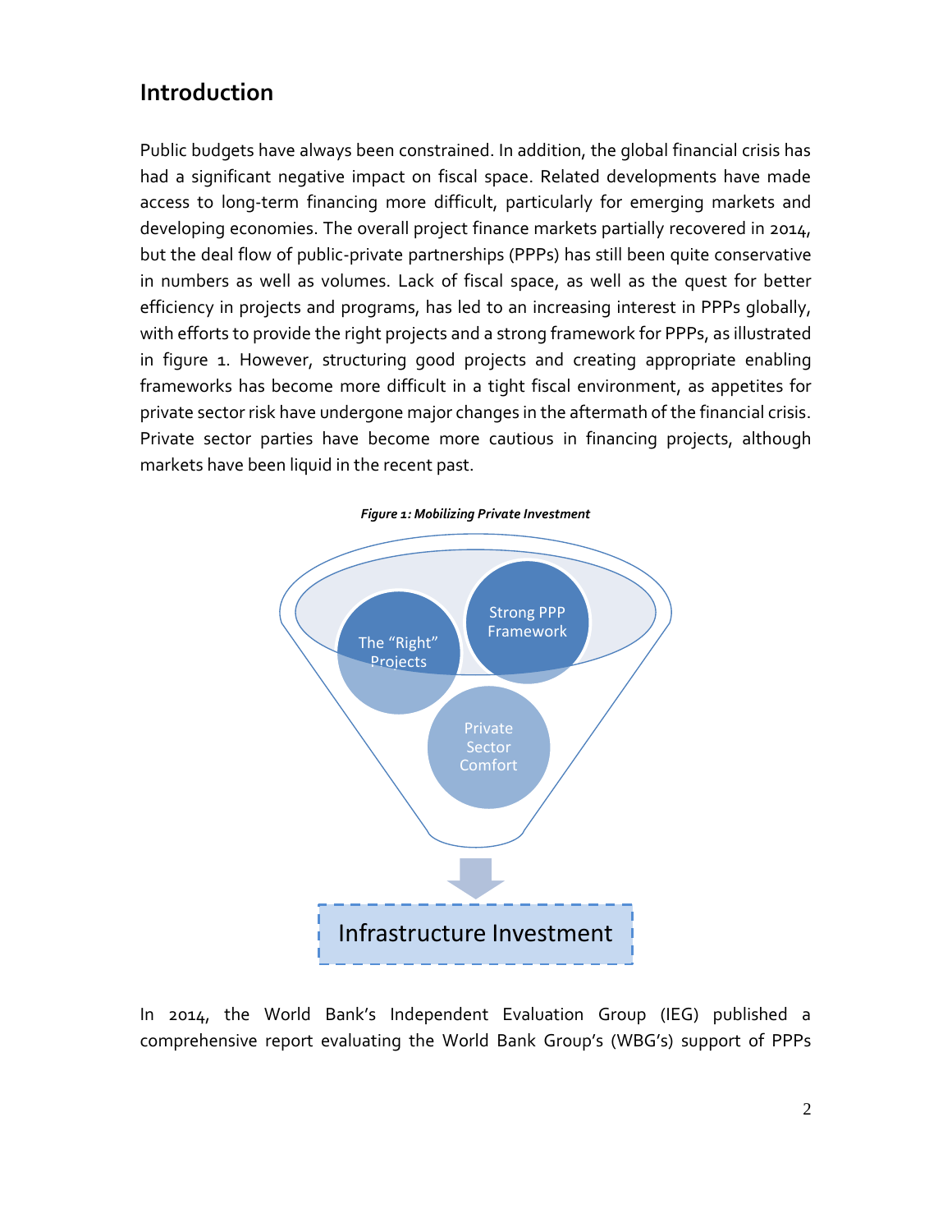## Introduction

Public budgets have always been constrained. In addition, the global financial crisis has had a significant negative impact on fiscal space. Related developments have made access to long-term financing more difficult, particularly for emerging markets and developing economies. The overall project finance markets partially recovered in 2014, but the deal flow of public-private partnerships (PPPs) has still been quite conservative in numbers as well as volumes. Lack of fiscal space, as well as the quest for better efficiency in projects and programs, has led to an increasing interest in PPPs globally, with efforts to provide the right projects and a strong framework for PPPs, as illustrated in figure 1. However, structuring good projects and creating appropriate enabling frameworks has become more difficult in a tight fiscal environment, as appetites for private sector risk have undergone major changes in the aftermath of the financial crisis. Private sector parties have become more cautious in financing projects, although markets have been liquid in the recent past.

***Figure 1: Mobilizing Private Investment***

The "Right" Projects

Strong PPP Framework

Private Sector Comfort

Infrastructure Investment

In 2014, the World Bank's Independent Evaluation Group (IEG) published a comprehensive report evaluating the World Bank Group's (WBG's) support of PPPs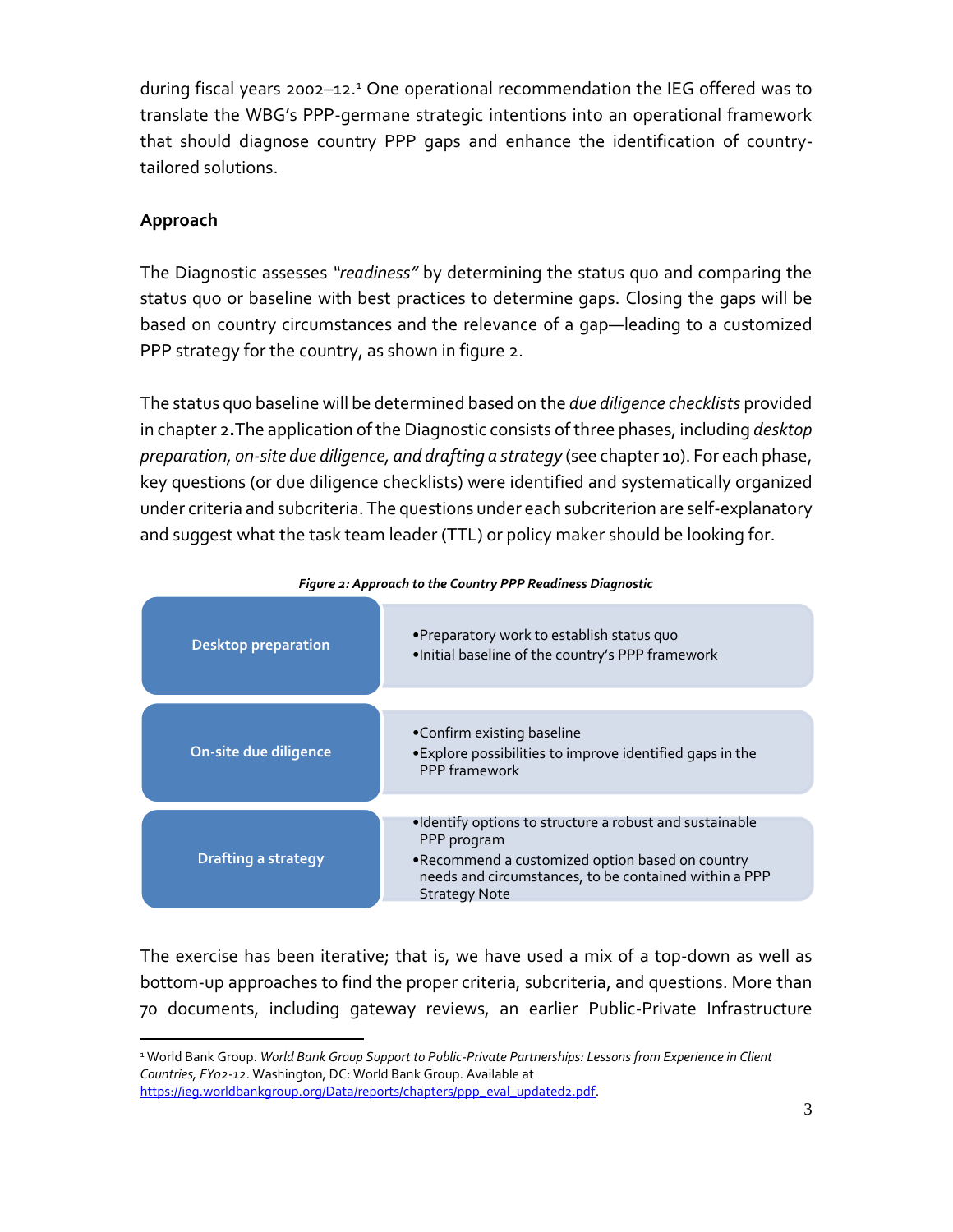during fiscal years 2002–12.[1] One operational recommendation the IEG offered was to translate the WBG's PPP-germane strategic intentions into an operational framework that should diagnose country PPP gaps and enhance the identification of country-tailored solutions.

## Approach

The Diagnostic assesses *"readiness"* by determining the status quo and comparing the status quo or baseline with best practices to determine gaps. Closing the gaps will be based on country circumstances and the relevance of a gap—leading to a customized PPP strategy for the country, as shown in figure 2.

The status quo baseline will be determined based on the *due diligence checklists* provided in chapter 2**.**The application of the Diagnostic consists of three phases, including *desktop preparation, on-site due diligence, and drafting a strategy* (see chapter 10). For each phase, key questions (or due diligence checklists) were identified and systematically organized under criteria and subcriteria. The questions under each subcriterion are self-explanatory and suggest what the task team leader (TTL) or policy maker should be looking for.

***Figure 2: Approach to the Country PPP Readiness Diagnostic***

| Phase | Description |
| --- | --- |
| **Desktop preparation** | • Preparatory work to establish status quo<br>• Initial baseline of the country's PPP framework |
| **On-site due diligence** | • Confirm existing baseline<br>• Explore possibilities to improve identified gaps in the PPP framework |
| **Drafting a strategy** | • Identify options to structure a robust and sustainable PPP program<br>• Recommend a customized option based on country needs and circumstances, to be contained within a PPP Strategy Note |

The exercise has been iterative; that is, we have used a mix of a top-down as well as bottom-up approaches to find the proper criteria, subcriteria, and questions. More than 70 documents, including gateway reviews, an earlier Public-Private Infrastructure

[1] World Bank Group. *World Bank Group Support to Public-Private Partnerships: Lessons from Experience in Client Countries, FY02-12*. Washington, DC: World Bank Group. Available at https://ieg.worldbankgroup.org/Data/reports/chapters/ppp_eval_updated2.pdf.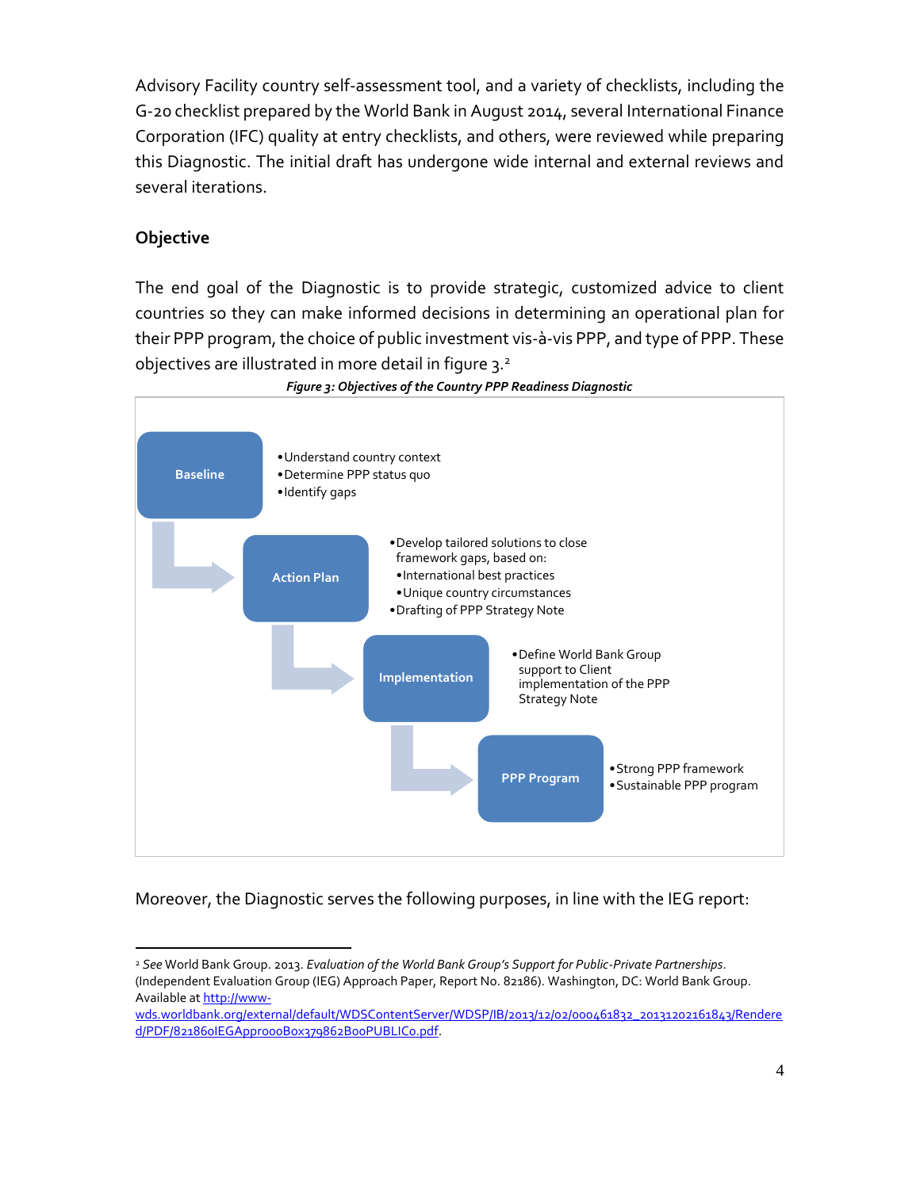Advisory Facility country self-assessment tool, and a variety of checklists, including the G-20 checklist prepared by the World Bank in August 2014, several International Finance Corporation (IFC) quality at entry checklists, and others, were reviewed while preparing this Diagnostic. The initial draft has undergone wide internal and external reviews and several iterations.

## Objective

The end goal of the Diagnostic is to provide strategic, customized advice to client countries so they can make informed decisions in determining an operational plan for their PPP program, the choice of public investment vis-à-vis PPP, and type of PPP. These objectives are illustrated in more detail in figure 3.[2]

***Figure 3: Objectives of the Country PPP Readiness Diagnostic***

**Baseline**
- Understand country context
- Determine PPP status quo
- Identify gaps

**Action Plan**
- Develop tailored solutions to close framework gaps, based on:
  - International best practices
  - Unique country circumstances
- Drafting of PPP Strategy Note

**Implementation**
- Define World Bank Group support to Client implementation of the PPP Strategy Note

**PPP Program**
- Strong PPP framework
- Sustainable PPP program

Moreover, the Diagnostic serves the following purposes, in line with the IEG report:

---

[2] *See* World Bank Group. 2013. *Evaluation of the World Bank Group's Support for Public-Private Partnerships*. (Independent Evaluation Group (IEG) Approach Paper, Report No. 82186). Washington, DC: World Bank Group. Available at http://www-wds.worldbank.org/external/default/WDSContentServer/WDSP/IB/2013/12/02/000461832_20131202161843/Rendered/PDF/821860IEGAppro00Box379862B00PUBLIC0.pdf.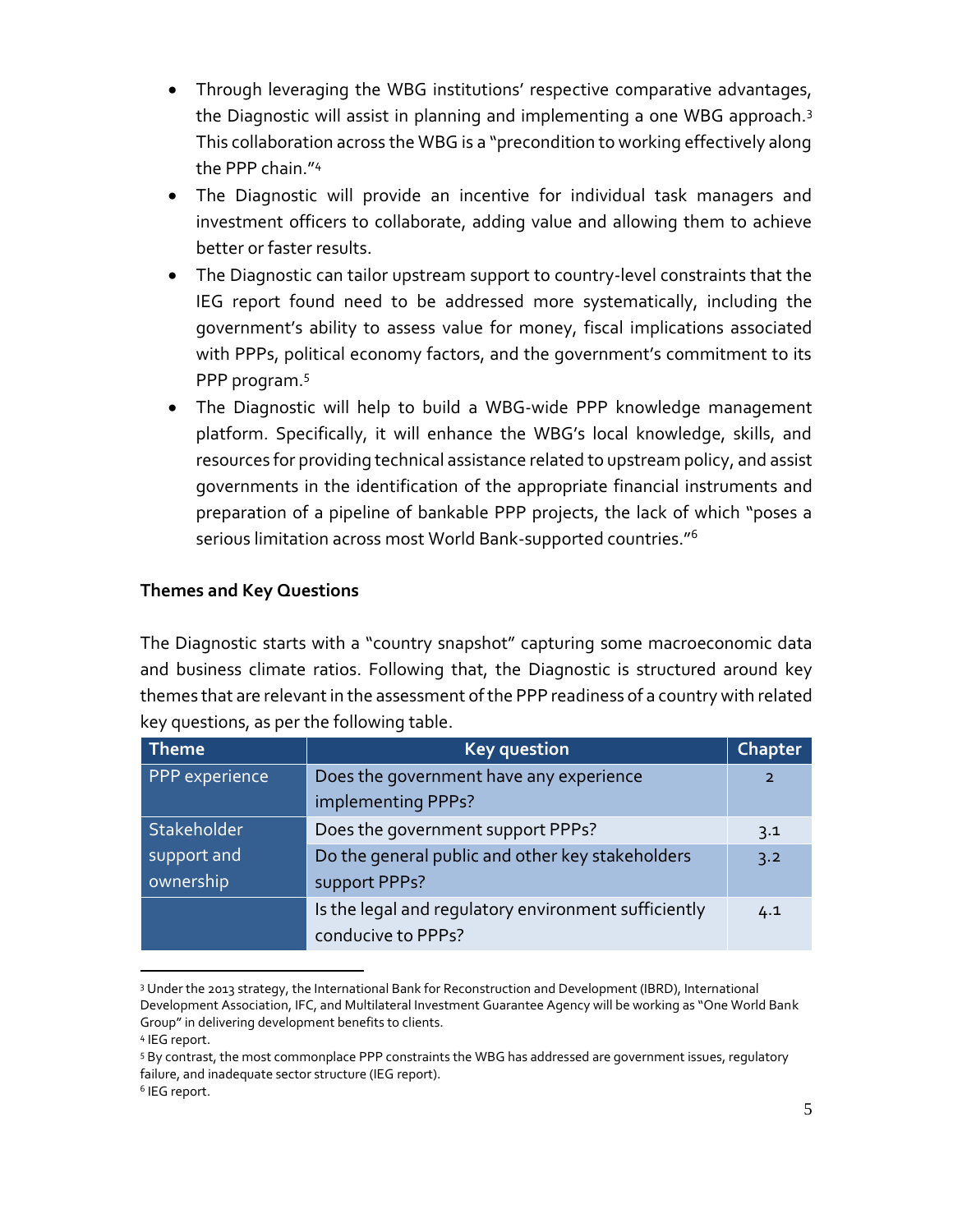- Through leveraging the WBG institutions' respective comparative advantages, the Diagnostic will assist in planning and implementing a one WBG approach.[3] This collaboration across the WBG is a "precondition to working effectively along the PPP chain."[4]
- The Diagnostic will provide an incentive for individual task managers and investment officers to collaborate, adding value and allowing them to achieve better or faster results.
- The Diagnostic can tailor upstream support to country-level constraints that the IEG report found need to be addressed more systematically, including the government's ability to assess value for money, fiscal implications associated with PPPs, political economy factors, and the government's commitment to its PPP program.[5]
- The Diagnostic will help to build a WBG-wide PPP knowledge management platform. Specifically, it will enhance the WBG's local knowledge, skills, and resources for providing technical assistance related to upstream policy, and assist governments in the identification of the appropriate financial instruments and preparation of a pipeline of bankable PPP projects, the lack of which "poses a serious limitation across most World Bank-supported countries."[6]

**Themes and Key Questions**

The Diagnostic starts with a "country snapshot" capturing some macroeconomic data and business climate ratios. Following that, the Diagnostic is structured around key themes that are relevant in the assessment of the PPP readiness of a country with related key questions, as per the following table.

| Theme | Key question | Chapter |
|---|---|---|
| PPP experience | Does the government have any experience implementing PPPs? | 2 |
| Stakeholder support and ownership | Does the government support PPPs? | 3.1 |
| | Do the general public and other key stakeholders support PPPs? | 3.2 |
| | Is the legal and regulatory environment sufficiently conducive to PPPs? | 4.1 |

[3] Under the 2013 strategy, the International Bank for Reconstruction and Development (IBRD), International Development Association, IFC, and Multilateral Investment Guarantee Agency will be working as "One World Bank Group" in delivering development benefits to clients.

[4] IEG report.

[5] By contrast, the most commonplace PPP constraints the WBG has addressed are government issues, regulatory failure, and inadequate sector structure (IEG report).

[6] IEG report.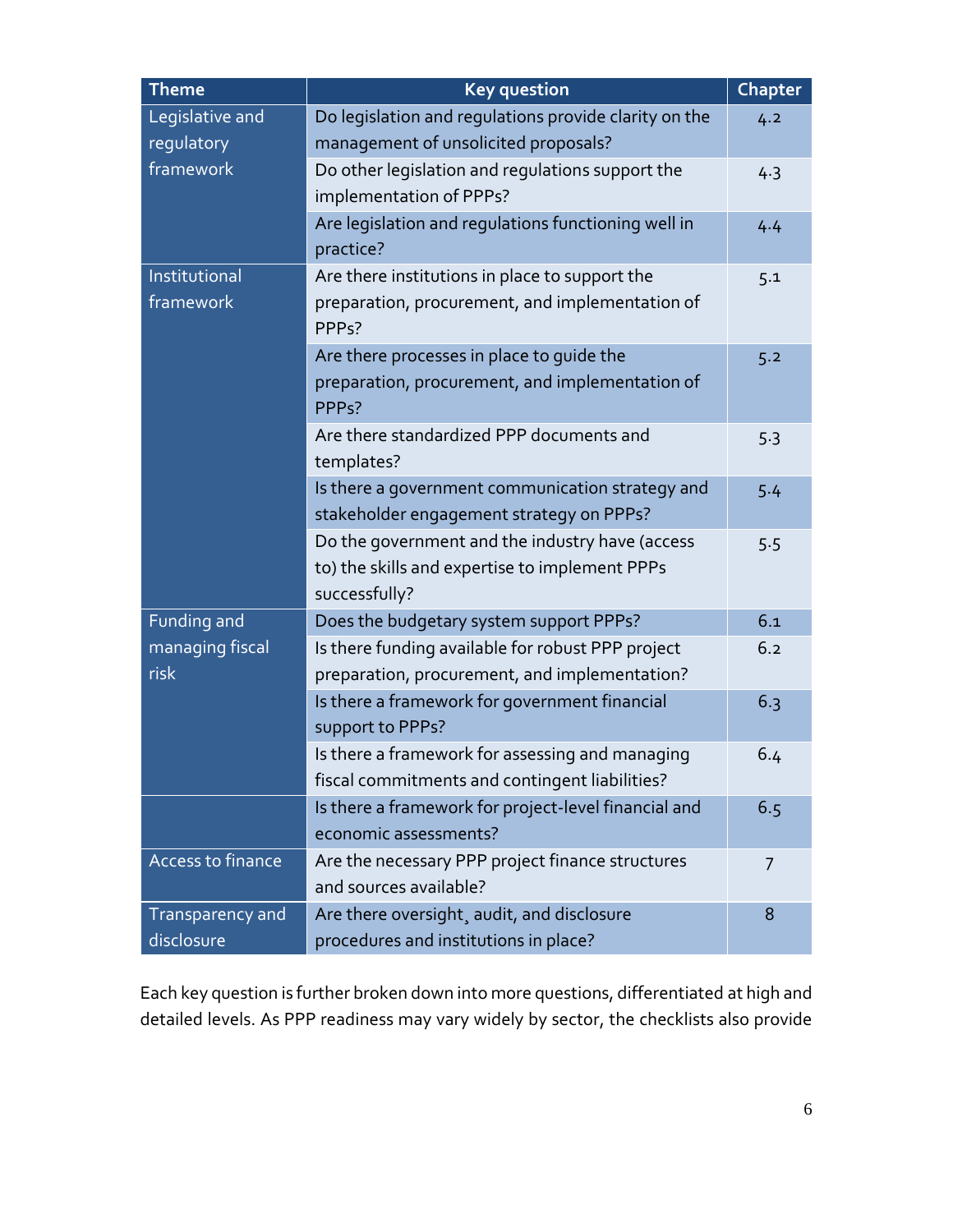| Theme | Key question | Chapter |
|---|---|---|
| Legislative and regulatory framework | Do legislation and regulations provide clarity on the management of unsolicited proposals? | 4.2 |
| | Do other legislation and regulations support the implementation of PPPs? | 4.3 |
| | Are legislation and regulations functioning well in practice? | 4.4 |
| Institutional framework | Are there institutions in place to support the preparation, procurement, and implementation of PPPs? | 5.1 |
| | Are there processes in place to guide the preparation, procurement, and implementation of PPPs? | 5.2 |
| | Are there standardized PPP documents and templates? | 5.3 |
| | Is there a government communication strategy and stakeholder engagement strategy on PPPs? | 5.4 |
| | Do the government and the industry have (access to) the skills and expertise to implement PPPs successfully? | 5.5 |
| Funding and managing fiscal risk | Does the budgetary system support PPPs? | 6.1 |
| | Is there funding available for robust PPP project preparation, procurement, and implementation? | 6.2 |
| | Is there a framework for government financial support to PPPs? | 6.3 |
| | Is there a framework for assessing and managing fiscal commitments and contingent liabilities? | 6.4 |
| | Is there a framework for project-level financial and economic assessments? | 6.5 |
| Access to finance | Are the necessary PPP project finance structures and sources available? | 7 |
| Transparency and disclosure | Are there oversight, audit, and disclosure procedures and institutions in place? | 8 |

Each key question is further broken down into more questions, differentiated at high and detailed levels. As PPP readiness may vary widely by sector, the checklists also provide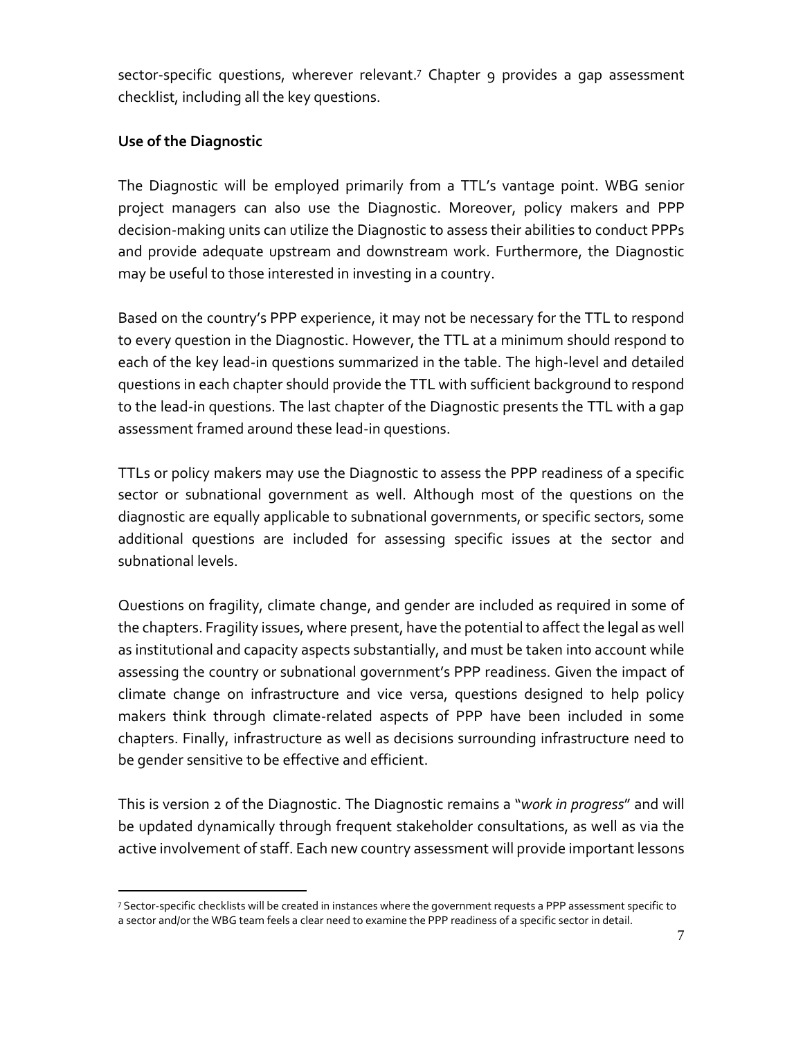sector-specific questions, wherever relevant.[7] Chapter 9 provides a gap assessment checklist, including all the key questions.

**Use of the Diagnostic**

The Diagnostic will be employed primarily from a TTL's vantage point. WBG senior project managers can also use the Diagnostic. Moreover, policy makers and PPP decision-making units can utilize the Diagnostic to assess their abilities to conduct PPPs and provide adequate upstream and downstream work. Furthermore, the Diagnostic may be useful to those interested in investing in a country.

Based on the country's PPP experience, it may not be necessary for the TTL to respond to every question in the Diagnostic. However, the TTL at a minimum should respond to each of the key lead-in questions summarized in the table. The high-level and detailed questions in each chapter should provide the TTL with sufficient background to respond to the lead-in questions. The last chapter of the Diagnostic presents the TTL with a gap assessment framed around these lead-in questions.

TTLs or policy makers may use the Diagnostic to assess the PPP readiness of a specific sector or subnational government as well. Although most of the questions on the diagnostic are equally applicable to subnational governments, or specific sectors, some additional questions are included for assessing specific issues at the sector and subnational levels.

Questions on fragility, climate change, and gender are included as required in some of the chapters. Fragility issues, where present, have the potential to affect the legal as well as institutional and capacity aspects substantially, and must be taken into account while assessing the country or subnational government's PPP readiness. Given the impact of climate change on infrastructure and vice versa, questions designed to help policy makers think through climate-related aspects of PPP have been included in some chapters. Finally, infrastructure as well as decisions surrounding infrastructure need to be gender sensitive to be effective and efficient.

This is version 2 of the Diagnostic. The Diagnostic remains a "*work in progress*" and will be updated dynamically through frequent stakeholder consultations, as well as via the active involvement of staff. Each new country assessment will provide important lessons

[7] Sector-specific checklists will be created in instances where the government requests a PPP assessment specific to a sector and/or the WBG team feels a clear need to examine the PPP readiness of a specific sector in detail.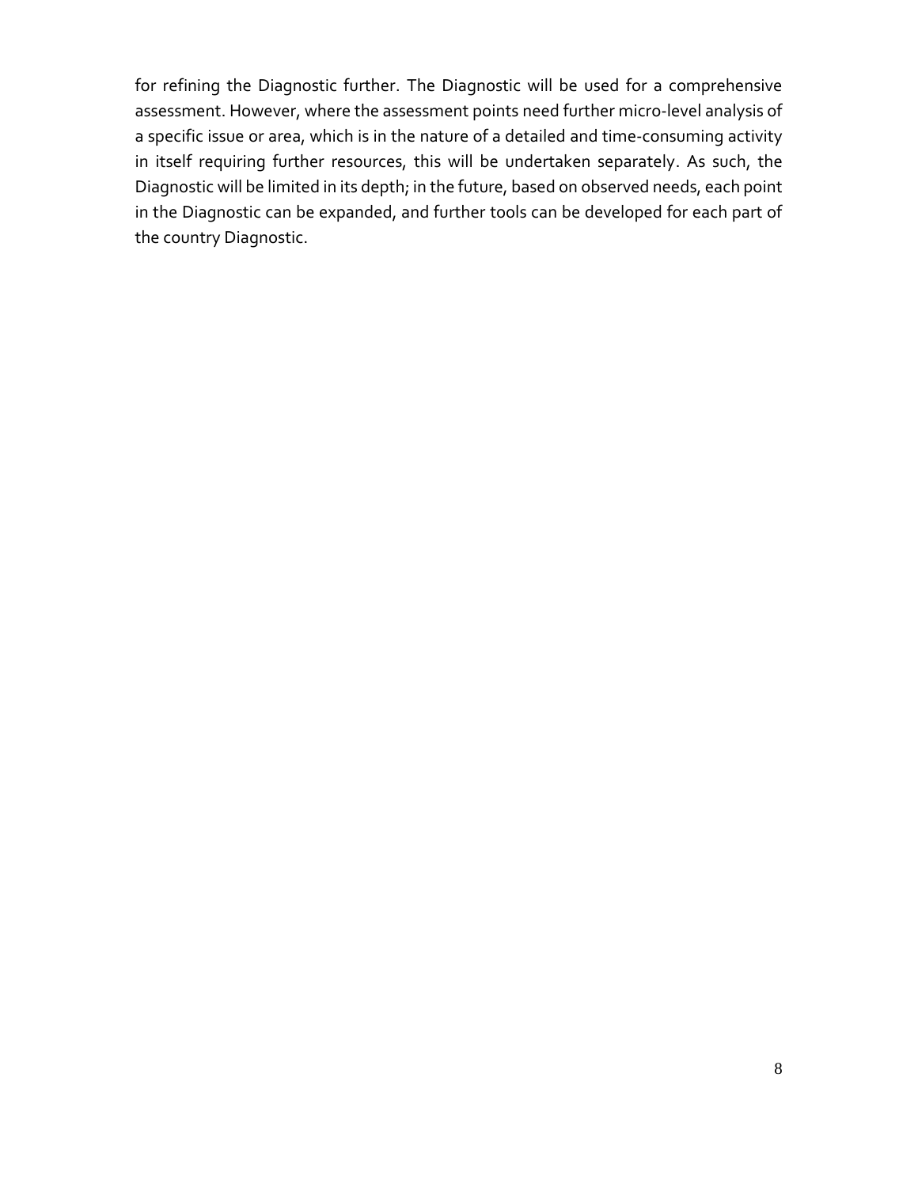for refining the Diagnostic further. The Diagnostic will be used for a comprehensive assessment. However, where the assessment points need further micro-level analysis of a specific issue or area, which is in the nature of a detailed and time-consuming activity in itself requiring further resources, this will be undertaken separately. As such, the Diagnostic will be limited in its depth; in the future, based on observed needs, each point in the Diagnostic can be expanded, and further tools can be developed for each part of the country Diagnostic.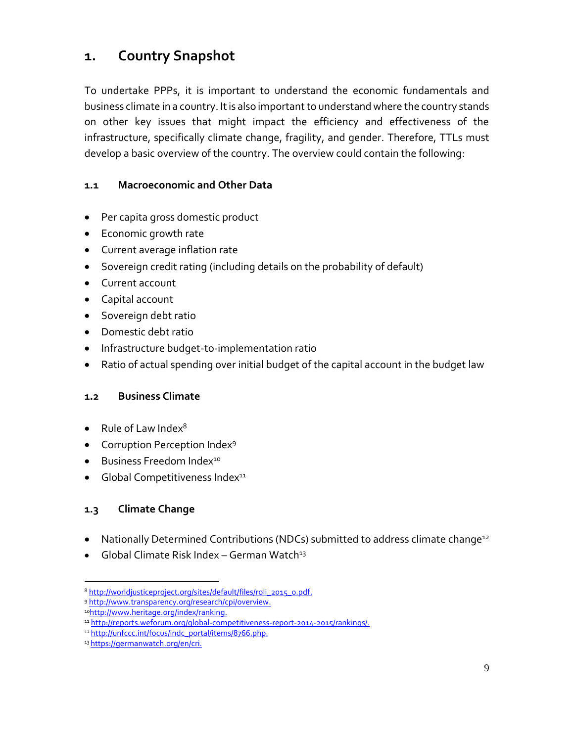# 1. Country Snapshot

To undertake PPPs, it is important to understand the economic fundamentals and business climate in a country. It is also important to understand where the country stands on other key issues that might impact the efficiency and effectiveness of the infrastructure, specifically climate change, fragility, and gender. Therefore, TTLs must develop a basic overview of the country. The overview could contain the following:

## 1.1 Macroeconomic and Other Data

- Per capita gross domestic product
- Economic growth rate
- Current average inflation rate
- Sovereign credit rating (including details on the probability of default)
- Current account
- Capital account
- Sovereign debt ratio
- Domestic debt ratio
- Infrastructure budget-to-implementation ratio
- Ratio of actual spending over initial budget of the capital account in the budget law

## 1.2 Business Climate

- Rule of Law Index[8]
- Corruption Perception Index[9]
- Business Freedom Index[10]
- Global Competitiveness Index[11]

## 1.3 Climate Change

- Nationally Determined Contributions (NDCs) submitted to address climate change[12]
- Global Climate Risk Index – German Watch[13]

---

[8] http://worldjusticeproject.org/sites/default/files/roli_2015_0.pdf.

[9] http://www.transparency.org/research/cpi/overview.

[10] http://www.heritage.org/index/ranking.

[11] http://reports.weforum.org/global-competitiveness-report-2014-2015/rankings/.

[12] http://unfccc.int/focus/indc_portal/items/8766.php.

[13] https://germanwatch.org/en/cri.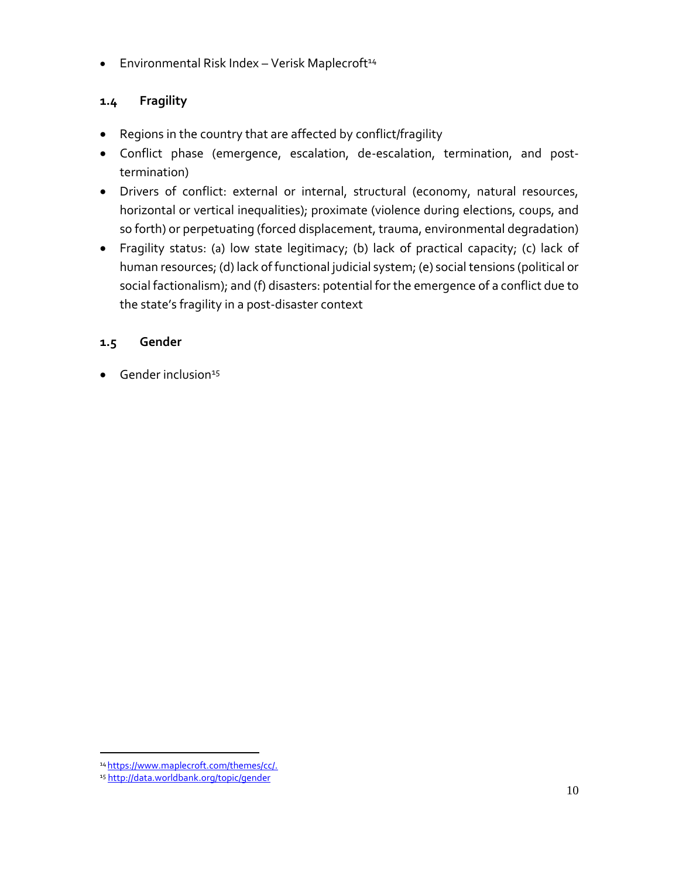- Environmental Risk Index – Verisk Maplecroft[14]

### 1.4 Fragility

- Regions in the country that are affected by conflict/fragility
- Conflict phase (emergence, escalation, de-escalation, termination, and post-termination)
- Drivers of conflict: external or internal, structural (economy, natural resources, horizontal or vertical inequalities); proximate (violence during elections, coups, and so forth) or perpetuating (forced displacement, trauma, environmental degradation)
- Fragility status: (a) low state legitimacy; (b) lack of practical capacity; (c) lack of human resources; (d) lack of functional judicial system; (e) social tensions (political or social factionalism); and (f) disasters: potential for the emergence of a conflict due to the state's fragility in a post-disaster context

### 1.5 Gender

- Gender inclusion[15]

---

[14] https://www.maplecroft.com/themes/cc/.

[15] http://data.worldbank.org/topic/gender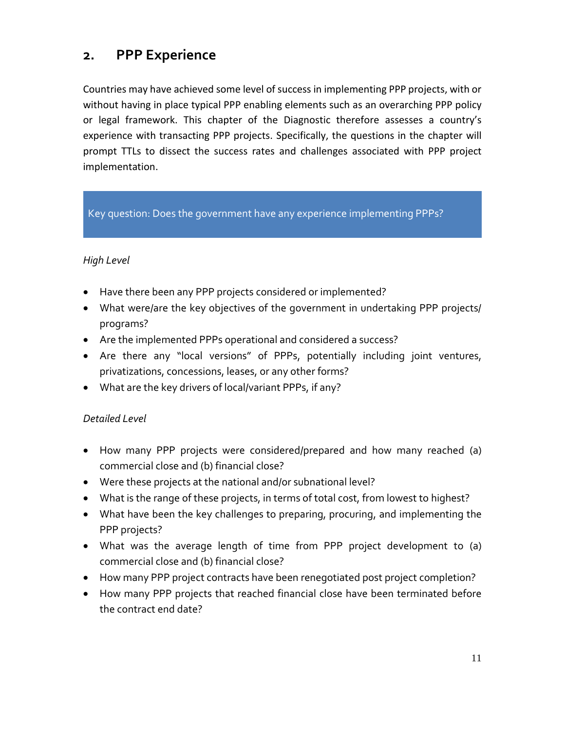## 2. PPP Experience

Countries may have achieved some level of success in implementing PPP projects, with or without having in place typical PPP enabling elements such as an overarching PPP policy or legal framework. This chapter of the Diagnostic therefore assesses a country's experience with transacting PPP projects. Specifically, the questions in the chapter will prompt TTLs to dissect the success rates and challenges associated with PPP project implementation.

> Key question: Does the government have any experience implementing PPPs?

*High Level*

- Have there been any PPP projects considered or implemented?
- What were/are the key objectives of the government in undertaking PPP projects/ programs?
- Are the implemented PPPs operational and considered a success?
- Are there any "local versions" of PPPs, potentially including joint ventures, privatizations, concessions, leases, or any other forms?
- What are the key drivers of local/variant PPPs, if any?

*Detailed Level*

- How many PPP projects were considered/prepared and how many reached (a) commercial close and (b) financial close?
- Were these projects at the national and/or subnational level?
- What is the range of these projects, in terms of total cost, from lowest to highest?
- What have been the key challenges to preparing, procuring, and implementing the PPP projects?
- What was the average length of time from PPP project development to (a) commercial close and (b) financial close?
- How many PPP project contracts have been renegotiated post project completion?
- How many PPP projects that reached financial close have been terminated before the contract end date?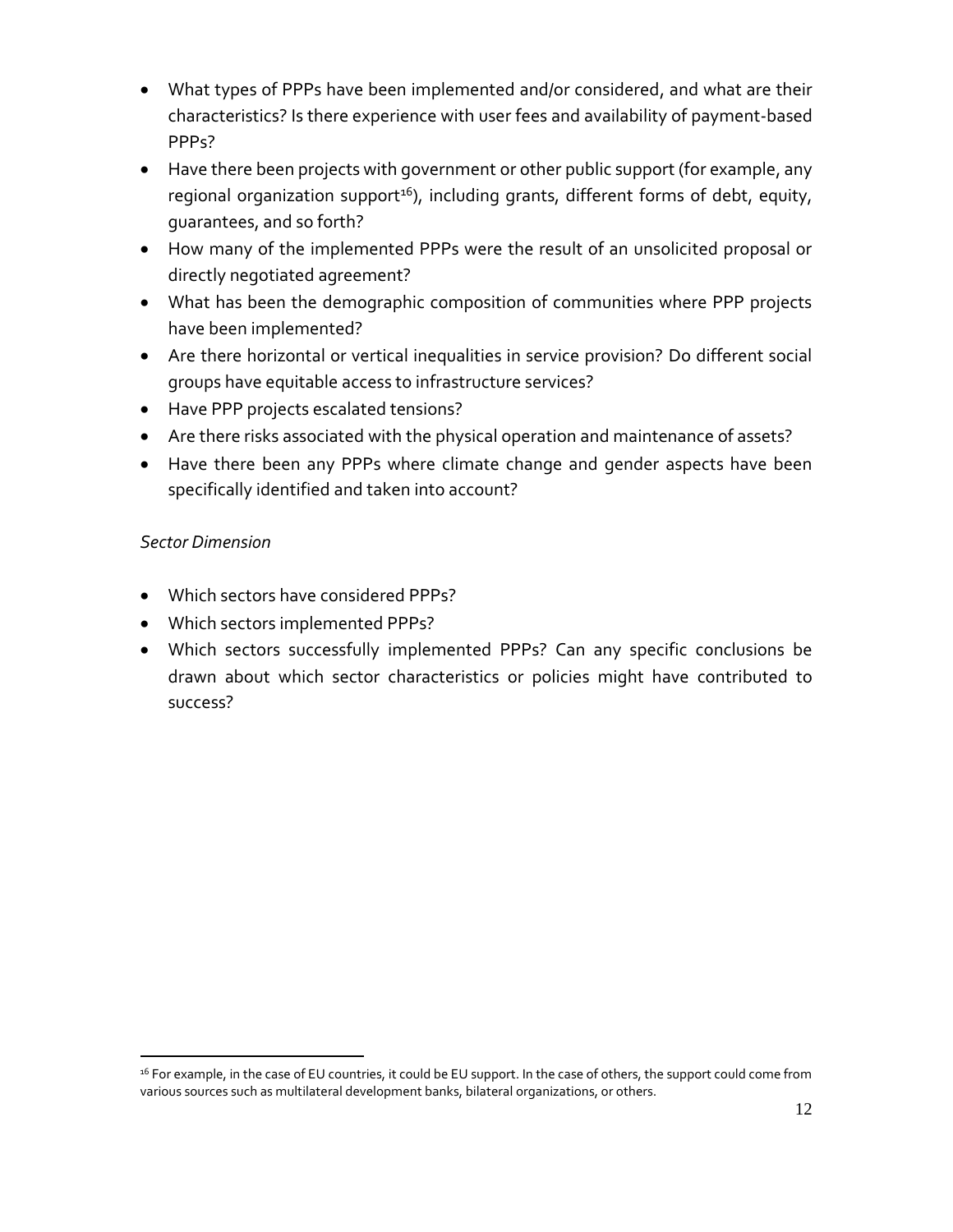- What types of PPPs have been implemented and/or considered, and what are their characteristics? Is there experience with user fees and availability of payment-based PPPs?
- Have there been projects with government or other public support (for example, any regional organization support[16]), including grants, different forms of debt, equity, guarantees, and so forth?
- How many of the implemented PPPs were the result of an unsolicited proposal or directly negotiated agreement?
- What has been the demographic composition of communities where PPP projects have been implemented?
- Are there horizontal or vertical inequalities in service provision? Do different social groups have equitable access to infrastructure services?
- Have PPP projects escalated tensions?
- Are there risks associated with the physical operation and maintenance of assets?
- Have there been any PPPs where climate change and gender aspects have been specifically identified and taken into account?

*Sector Dimension*

- Which sectors have considered PPPs?
- Which sectors implemented PPPs?
- Which sectors successfully implemented PPPs? Can any specific conclusions be drawn about which sector characteristics or policies might have contributed to success?

[16] For example, in the case of EU countries, it could be EU support. In the case of others, the support could come from various sources such as multilateral development banks, bilateral organizations, or others.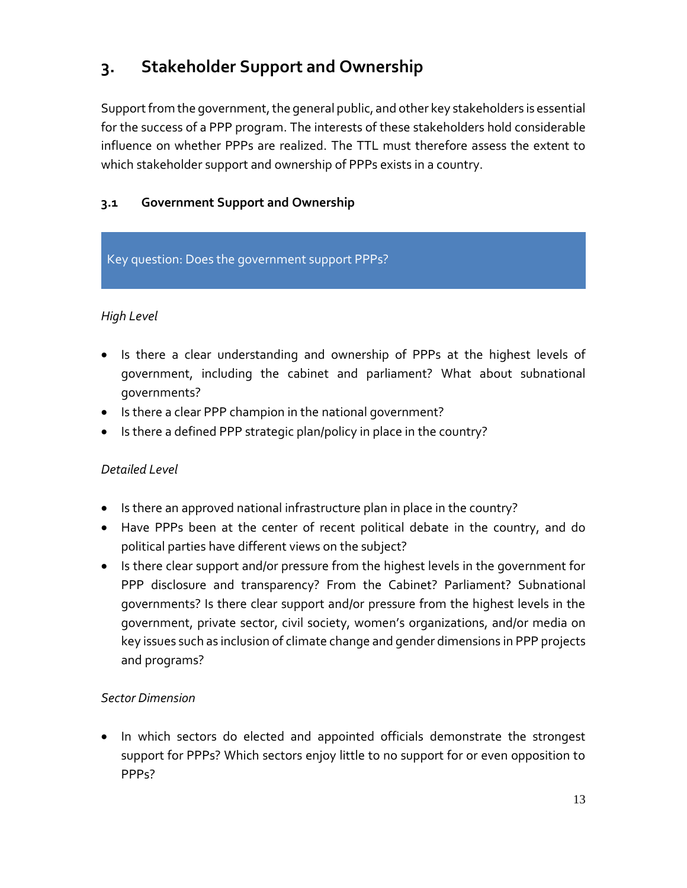# 3. Stakeholder Support and Ownership

Support from the government, the general public, and other key stakeholders is essential for the success of a PPP program. The interests of these stakeholders hold considerable influence on whether PPPs are realized. The TTL must therefore assess the extent to which stakeholder support and ownership of PPPs exists in a country.

## 3.1 Government Support and Ownership

> Key question: Does the government support PPPs?

*High Level*

- Is there a clear understanding and ownership of PPPs at the highest levels of government, including the cabinet and parliament? What about subnational governments?
- Is there a clear PPP champion in the national government?
- Is there a defined PPP strategic plan/policy in place in the country?

*Detailed Level*

- Is there an approved national infrastructure plan in place in the country?
- Have PPPs been at the center of recent political debate in the country, and do political parties have different views on the subject?
- Is there clear support and/or pressure from the highest levels in the government for PPP disclosure and transparency? From the Cabinet? Parliament? Subnational governments? Is there clear support and/or pressure from the highest levels in the government, private sector, civil society, women's organizations, and/or media on key issues such as inclusion of climate change and gender dimensions in PPP projects and programs?

*Sector Dimension*

- In which sectors do elected and appointed officials demonstrate the strongest support for PPPs? Which sectors enjoy little to no support for or even opposition to PPPs?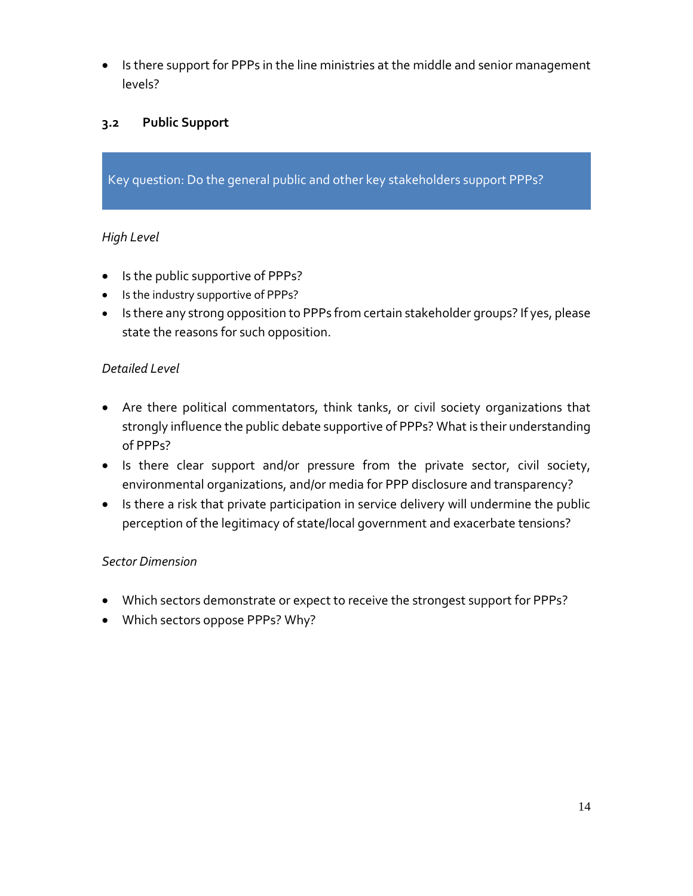- Is there support for PPPs in the line ministries at the middle and senior management levels?

### 3.2 Public Support

> Key question: Do the general public and other key stakeholders support PPPs?

*High Level*

- Is the public supportive of PPPs?
- Is the industry supportive of PPPs?
- Is there any strong opposition to PPPs from certain stakeholder groups? If yes, please state the reasons for such opposition.

*Detailed Level*

- Are there political commentators, think tanks, or civil society organizations that strongly influence the public debate supportive of PPPs? What is their understanding of PPPs?
- Is there clear support and/or pressure from the private sector, civil society, environmental organizations, and/or media for PPP disclosure and transparency?
- Is there a risk that private participation in service delivery will undermine the public perception of the legitimacy of state/local government and exacerbate tensions?

*Sector Dimension*

- Which sectors demonstrate or expect to receive the strongest support for PPPs?
- Which sectors oppose PPPs? Why?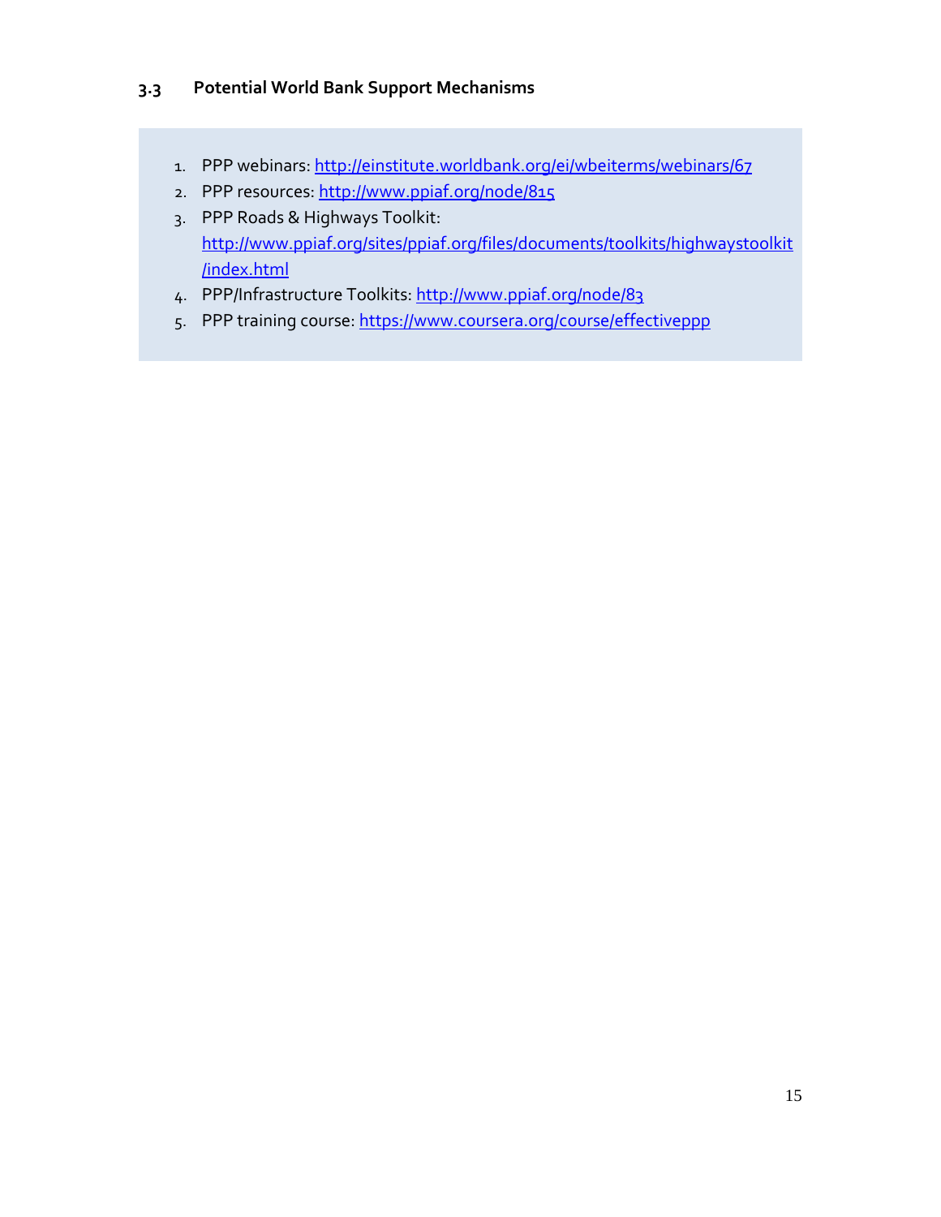### 3.3 Potential World Bank Support Mechanisms

1. PPP webinars: http://einstitute.worldbank.org/ei/wbeiterms/webinars/67
2. PPP resources: http://www.ppiaf.org/node/815
3. PPP Roads & Highways Toolkit: http://www.ppiaf.org/sites/ppiaf.org/files/documents/toolkits/highwaystoolkit/index.html
4. PPP/Infrastructure Toolkits: http://www.ppiaf.org/node/83
5. PPP training course: https://www.coursera.org/course/effectiveppp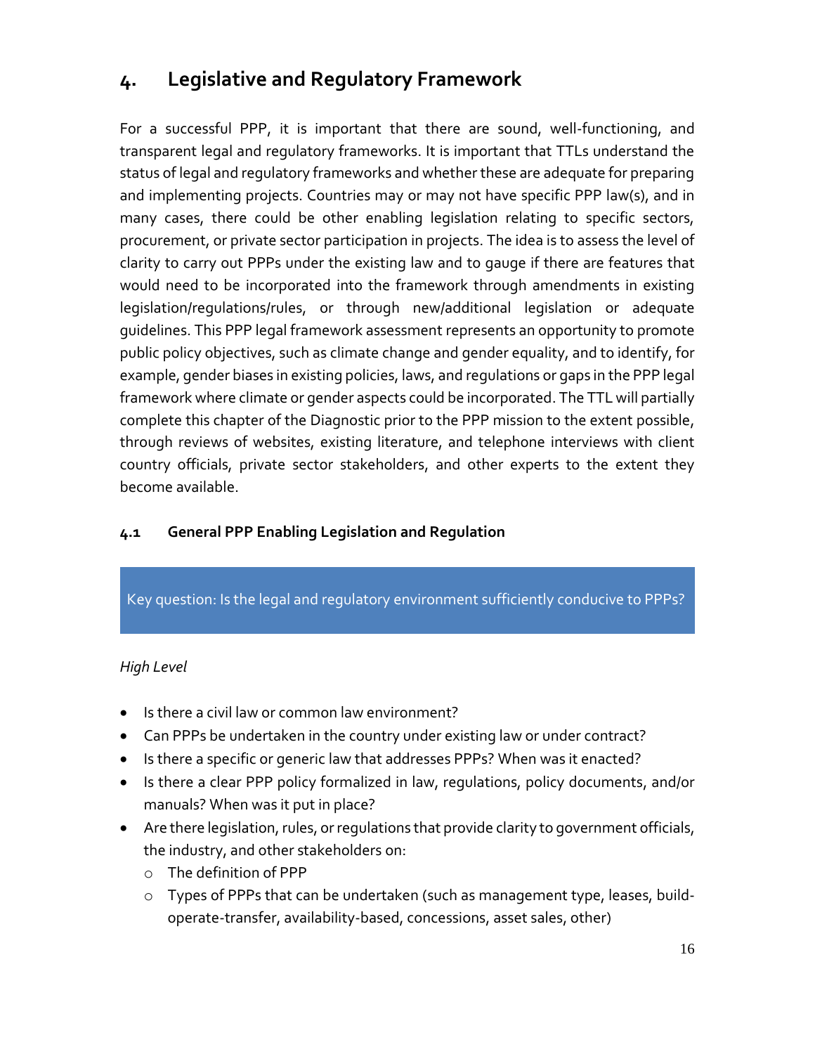# 4. Legislative and Regulatory Framework

For a successful PPP, it is important that there are sound, well-functioning, and transparent legal and regulatory frameworks. It is important that TTLs understand the status of legal and regulatory frameworks and whether these are adequate for preparing and implementing projects. Countries may or may not have specific PPP law(s), and in many cases, there could be other enabling legislation relating to specific sectors, procurement, or private sector participation in projects. The idea is to assess the level of clarity to carry out PPPs under the existing law and to gauge if there are features that would need to be incorporated into the framework through amendments in existing legislation/regulations/rules, or through new/additional legislation or adequate guidelines. This PPP legal framework assessment represents an opportunity to promote public policy objectives, such as climate change and gender equality, and to identify, for example, gender biases in existing policies, laws, and regulations or gaps in the PPP legal framework where climate or gender aspects could be incorporated. The TTL will partially complete this chapter of the Diagnostic prior to the PPP mission to the extent possible, through reviews of websites, existing literature, and telephone interviews with client country officials, private sector stakeholders, and other experts to the extent they become available.

## 4.1 General PPP Enabling Legislation and Regulation

Key question: Is the legal and regulatory environment sufficiently conducive to PPPs?

*High Level*

- Is there a civil law or common law environment?
- Can PPPs be undertaken in the country under existing law or under contract?
- Is there a specific or generic law that addresses PPPs? When was it enacted?
- Is there a clear PPP policy formalized in law, regulations, policy documents, and/or manuals? When was it put in place?
- Are there legislation, rules, or regulations that provide clarity to government officials, the industry, and other stakeholders on:
  - The definition of PPP
  - Types of PPPs that can be undertaken (such as management type, leases, build-operate-transfer, availability-based, concessions, asset sales, other)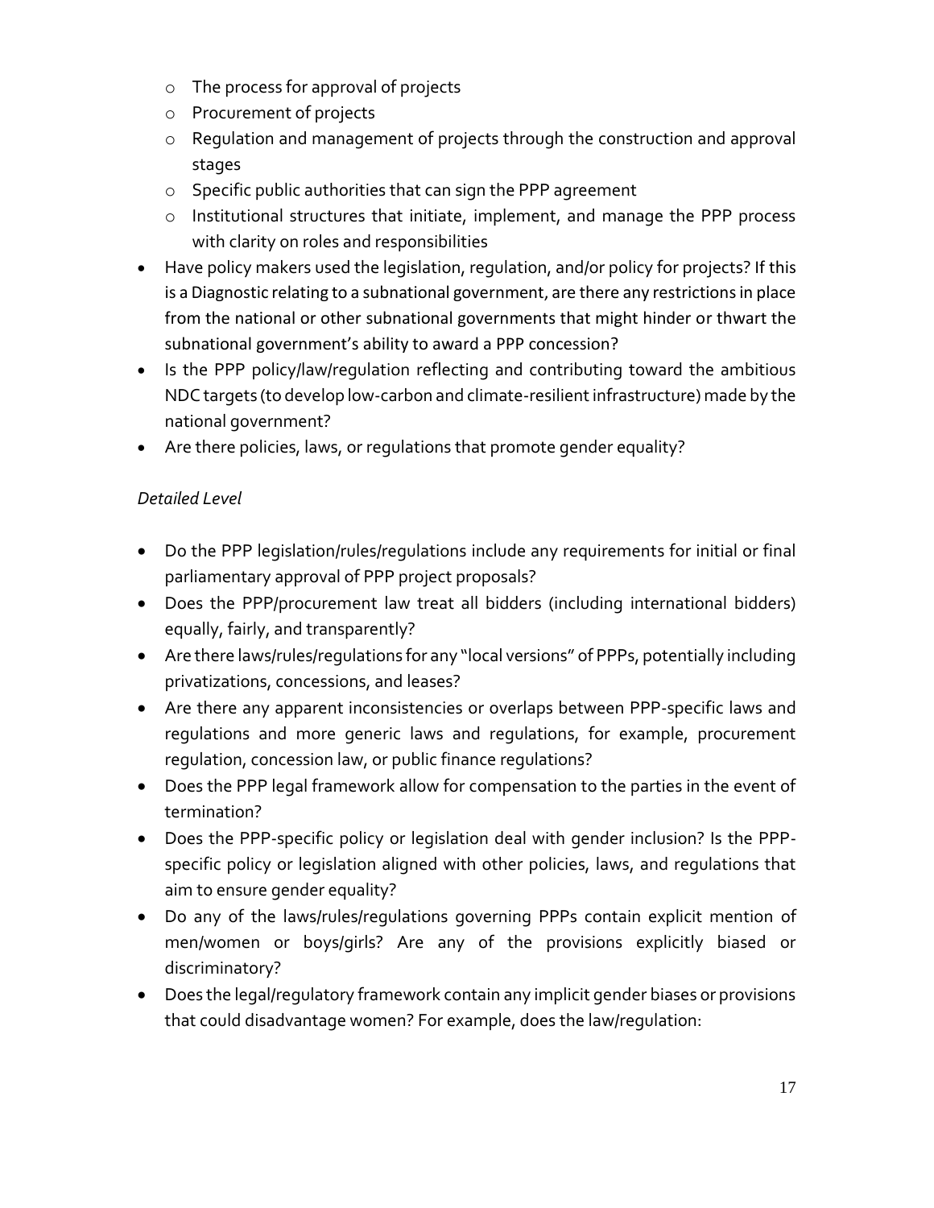- The process for approval of projects
    - Procurement of projects
    - Regulation and management of projects through the construction and approval stages
    - Specific public authorities that can sign the PPP agreement
    - Institutional structures that initiate, implement, and manage the PPP process with clarity on roles and responsibilities
- Have policy makers used the legislation, regulation, and/or policy for projects? If this is a Diagnostic relating to a subnational government, are there any restrictions in place from the national or other subnational governments that might hinder or thwart the subnational government's ability to award a PPP concession?
- Is the PPP policy/law/regulation reflecting and contributing toward the ambitious NDC targets (to develop low-carbon and climate-resilient infrastructure) made by the national government?
- Are there policies, laws, or regulations that promote gender equality?

*Detailed Level*

- Do the PPP legislation/rules/regulations include any requirements for initial or final parliamentary approval of PPP project proposals?
- Does the PPP/procurement law treat all bidders (including international bidders) equally, fairly, and transparently?
- Are there laws/rules/regulations for any "local versions" of PPPs, potentially including privatizations, concessions, and leases?
- Are there any apparent inconsistencies or overlaps between PPP-specific laws and regulations and more generic laws and regulations, for example, procurement regulation, concession law, or public finance regulations?
- Does the PPP legal framework allow for compensation to the parties in the event of termination?
- Does the PPP-specific policy or legislation deal with gender inclusion? Is the PPP-specific policy or legislation aligned with other policies, laws, and regulations that aim to ensure gender equality?
- Do any of the laws/rules/regulations governing PPPs contain explicit mention of men/women or boys/girls? Are any of the provisions explicitly biased or discriminatory?
- Does the legal/regulatory framework contain any implicit gender biases or provisions that could disadvantage women? For example, does the law/regulation: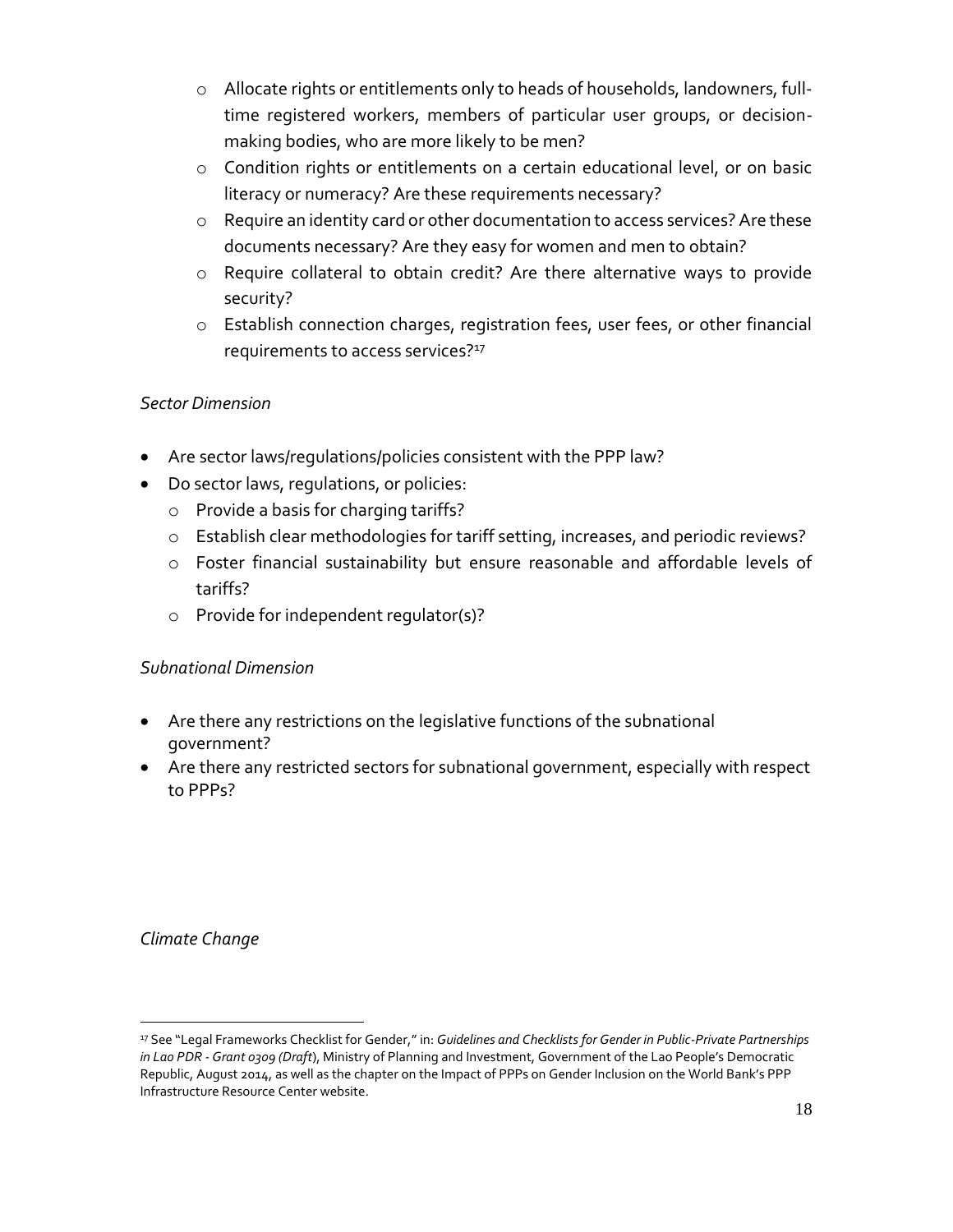- Allocate rights or entitlements only to heads of households, landowners, full-time registered workers, members of particular user groups, or decision-making bodies, who are more likely to be men?
 - Condition rights or entitlements on a certain educational level, or on basic literacy or numeracy? Are these requirements necessary?
 - Require an identity card or other documentation to access services? Are these documents necessary? Are they easy for women and men to obtain?
 - Require collateral to obtain credit? Are there alternative ways to provide security?
 - Establish connection charges, registration fees, user fees, or other financial requirements to access services?[17]

*Sector Dimension*

- Are sector laws/regulations/policies consistent with the PPP law?
- Do sector laws, regulations, or policies:
  - Provide a basis for charging tariffs?
  - Establish clear methodologies for tariff setting, increases, and periodic reviews?
  - Foster financial sustainability but ensure reasonable and affordable levels of tariffs?
  - Provide for independent regulator(s)?

*Subnational Dimension*

- Are there any restrictions on the legislative functions of the subnational government?
- Are there any restricted sectors for subnational government, especially with respect to PPPs?

*Climate Change*

[17] See "Legal Frameworks Checklist for Gender," in: *Guidelines and Checklists for Gender in Public-Private Partnerships in Lao PDR - Grant 0309 (Draft*), Ministry of Planning and Investment, Government of the Lao People's Democratic Republic, August 2014, as well as the chapter on the Impact of PPPs on Gender Inclusion on the World Bank's PPP Infrastructure Resource Center website.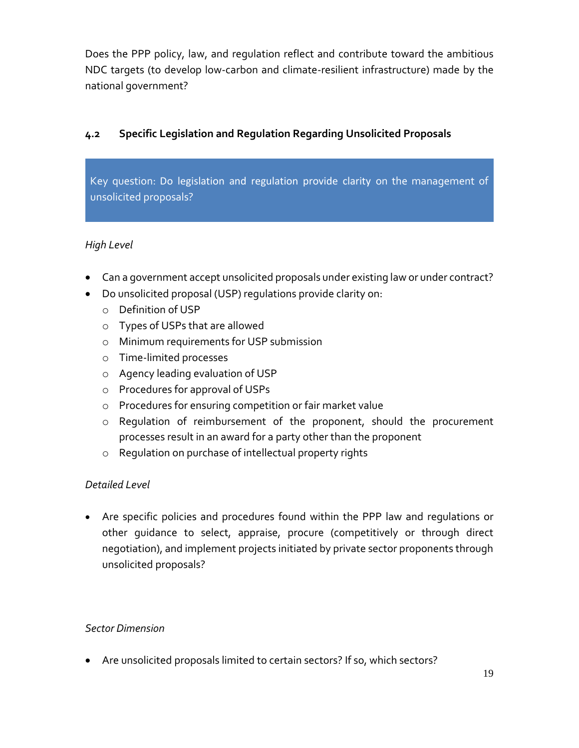Does the PPP policy, law, and regulation reflect and contribute toward the ambitious NDC targets (to develop low-carbon and climate-resilient infrastructure) made by the national government?

### 4.2 Specific Legislation and Regulation Regarding Unsolicited Proposals

Key question: Do legislation and regulation provide clarity on the management of unsolicited proposals?

*High Level*

- Can a government accept unsolicited proposals under existing law or under contract?
- Do unsolicited proposal (USP) regulations provide clarity on:
  - Definition of USP
  - Types of USPs that are allowed
  - Minimum requirements for USP submission
  - Time-limited processes
  - Agency leading evaluation of USP
  - Procedures for approval of USPs
  - Procedures for ensuring competition or fair market value
  - Regulation of reimbursement of the proponent, should the procurement processes result in an award for a party other than the proponent
  - Regulation on purchase of intellectual property rights

*Detailed Level*

- Are specific policies and procedures found within the PPP law and regulations or other guidance to select, appraise, procure (competitively or through direct negotiation), and implement projects initiated by private sector proponents through unsolicited proposals?

*Sector Dimension*

- Are unsolicited proposals limited to certain sectors? If so, which sectors?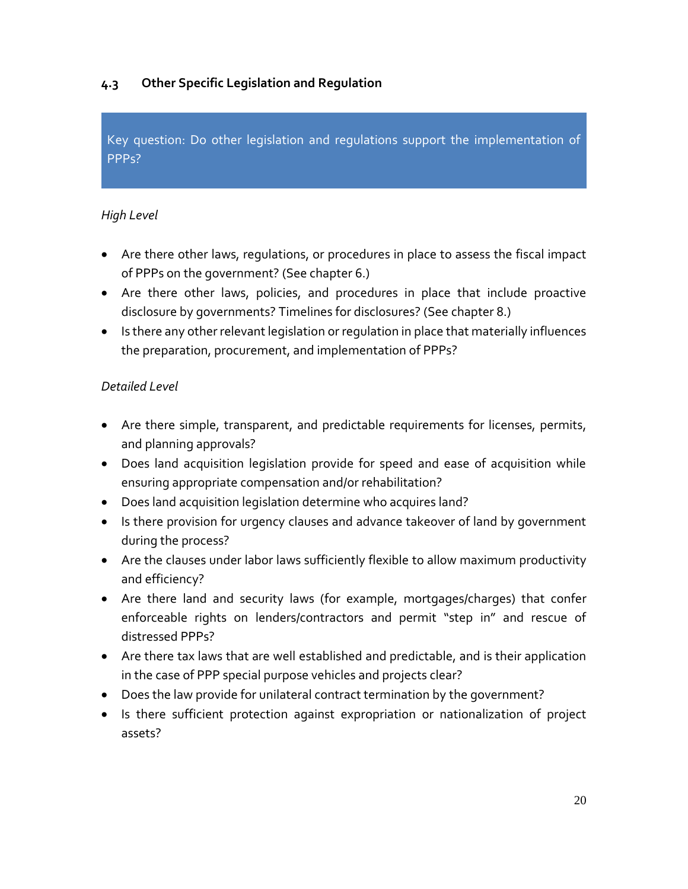### 4.3 Other Specific Legislation and Regulation

Key question: Do other legislation and regulations support the implementation of PPPs?

*High Level*

- Are there other laws, regulations, or procedures in place to assess the fiscal impact of PPPs on the government? (See chapter 6.)
- Are there other laws, policies, and procedures in place that include proactive disclosure by governments? Timelines for disclosures? (See chapter 8.)
- Is there any other relevant legislation or regulation in place that materially influences the preparation, procurement, and implementation of PPPs?

*Detailed Level*

- Are there simple, transparent, and predictable requirements for licenses, permits, and planning approvals?
- Does land acquisition legislation provide for speed and ease of acquisition while ensuring appropriate compensation and/or rehabilitation?
- Does land acquisition legislation determine who acquires land?
- Is there provision for urgency clauses and advance takeover of land by government during the process?
- Are the clauses under labor laws sufficiently flexible to allow maximum productivity and efficiency?
- Are there land and security laws (for example, mortgages/charges) that confer enforceable rights on lenders/contractors and permit "step in" and rescue of distressed PPPs?
- Are there tax laws that are well established and predictable, and is their application in the case of PPP special purpose vehicles and projects clear?
- Does the law provide for unilateral contract termination by the government?
- Is there sufficient protection against expropriation or nationalization of project assets?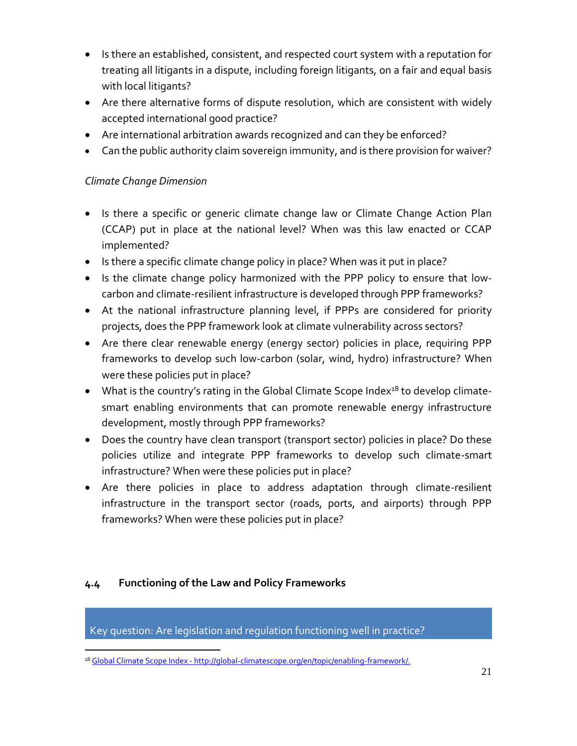- Is there an established, consistent, and respected court system with a reputation for treating all litigants in a dispute, including foreign litigants, on a fair and equal basis with local litigants?
- Are there alternative forms of dispute resolution, which are consistent with widely accepted international good practice?
- Are international arbitration awards recognized and can they be enforced?
- Can the public authority claim sovereign immunity, and is there provision for waiver?

*Climate Change Dimension*

- Is there a specific or generic climate change law or Climate Change Action Plan (CCAP) put in place at the national level? When was this law enacted or CCAP implemented?
- Is there a specific climate change policy in place? When was it put in place?
- Is the climate change policy harmonized with the PPP policy to ensure that low-carbon and climate-resilient infrastructure is developed through PPP frameworks?
- At the national infrastructure planning level, if PPPs are considered for priority projects, does the PPP framework look at climate vulnerability across sectors?
- Are there clear renewable energy (energy sector) policies in place, requiring PPP frameworks to develop such low-carbon (solar, wind, hydro) infrastructure? When were these policies put in place?
- What is the country's rating in the Global Climate Scope Index[18] to develop climate-smart enabling environments that can promote renewable energy infrastructure development, mostly through PPP frameworks?
- Does the country have clean transport (transport sector) policies in place? Do these policies utilize and integrate PPP frameworks to develop such climate-smart infrastructure? When were these policies put in place?
- Are there policies in place to address adaptation through climate-resilient infrastructure in the transport sector (roads, ports, and airports) through PPP frameworks? When were these policies put in place?

### 4.4 Functioning of the Law and Policy Frameworks

Key question: Are legislation and regulation functioning well in practice?

[18] Global Climate Scope Index - http://global-climatescope.org/en/topic/enabling-framework/.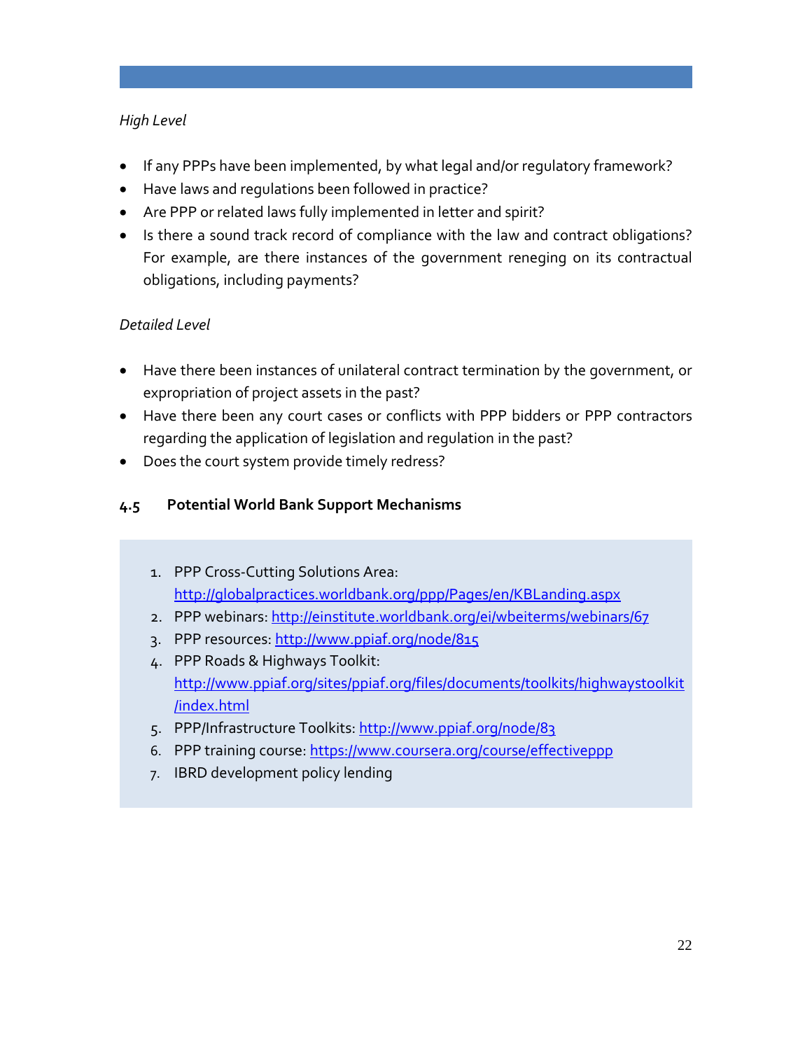*High Level*

- If any PPPs have been implemented, by what legal and/or regulatory framework?
- Have laws and regulations been followed in practice?
- Are PPP or related laws fully implemented in letter and spirit?
- Is there a sound track record of compliance with the law and contract obligations? For example, are there instances of the government reneging on its contractual obligations, including payments?

*Detailed Level*

- Have there been instances of unilateral contract termination by the government, or expropriation of project assets in the past?
- Have there been any court cases or conflicts with PPP bidders or PPP contractors regarding the application of legislation and regulation in the past?
- Does the court system provide timely redress?

### 4.5 Potential World Bank Support Mechanisms

1. PPP Cross-Cutting Solutions Area: http://globalpractices.worldbank.org/ppp/Pages/en/KBLanding.aspx
2. PPP webinars: http://einstitute.worldbank.org/ei/wbeiterms/webinars/67
3. PPP resources: http://www.ppiaf.org/node/815
4. PPP Roads & Highways Toolkit: http://www.ppiaf.org/sites/ppiaf.org/files/documents/toolkits/highwaystoolkit/index.html
5. PPP/Infrastructure Toolkits: http://www.ppiaf.org/node/83
6. PPP training course: https://www.coursera.org/course/effectiveppp
7. IBRD development policy lending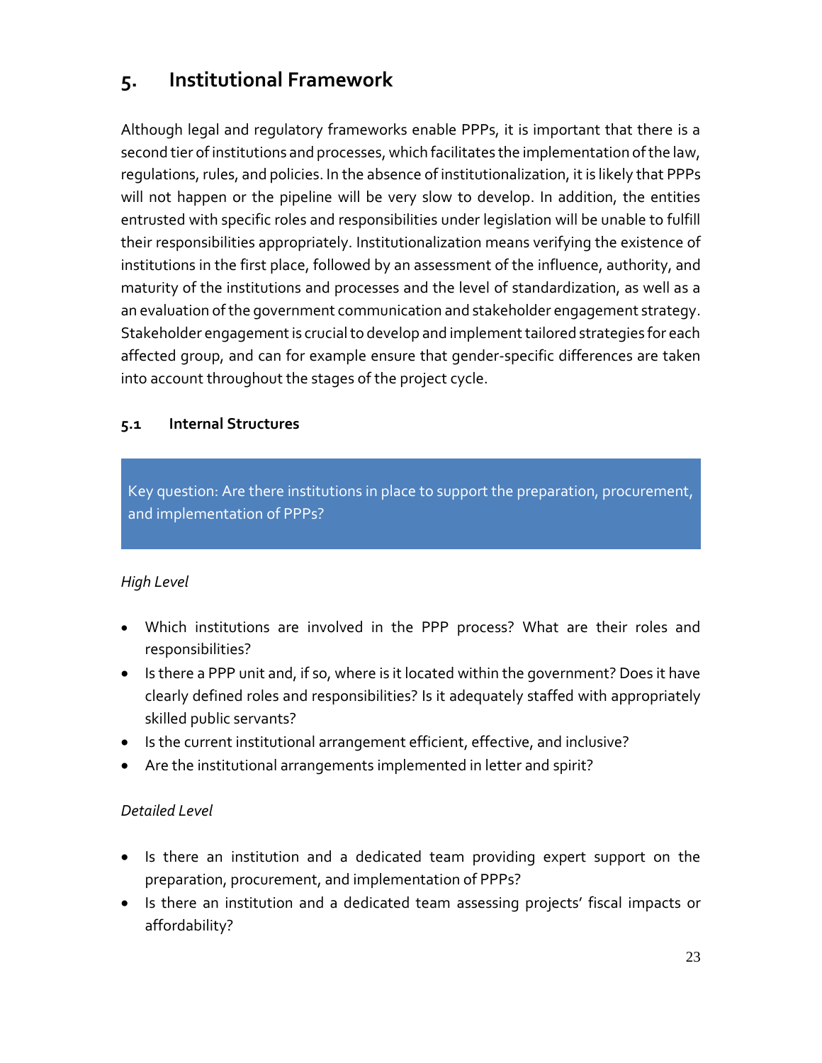# 5. Institutional Framework

Although legal and regulatory frameworks enable PPPs, it is important that there is a second tier of institutions and processes, which facilitates the implementation of the law, regulations, rules, and policies. In the absence of institutionalization, it is likely that PPPs will not happen or the pipeline will be very slow to develop. In addition, the entities entrusted with specific roles and responsibilities under legislation will be unable to fulfill their responsibilities appropriately. Institutionalization means verifying the existence of institutions in the first place, followed by an assessment of the influence, authority, and maturity of the institutions and processes and the level of standardization, as well as a an evaluation of the government communication and stakeholder engagement strategy. Stakeholder engagement is crucial to develop and implement tailored strategies for each affected group, and can for example ensure that gender-specific differences are taken into account throughout the stages of the project cycle.

## 5.1 Internal Structures

> Key question: Are there institutions in place to support the preparation, procurement, and implementation of PPPs?

*High Level*

- Which institutions are involved in the PPP process? What are their roles and responsibilities?
- Is there a PPP unit and, if so, where is it located within the government? Does it have clearly defined roles and responsibilities? Is it adequately staffed with appropriately skilled public servants?
- Is the current institutional arrangement efficient, effective, and inclusive?
- Are the institutional arrangements implemented in letter and spirit?

*Detailed Level*

- Is there an institution and a dedicated team providing expert support on the preparation, procurement, and implementation of PPPs?
- Is there an institution and a dedicated team assessing projects' fiscal impacts or affordability?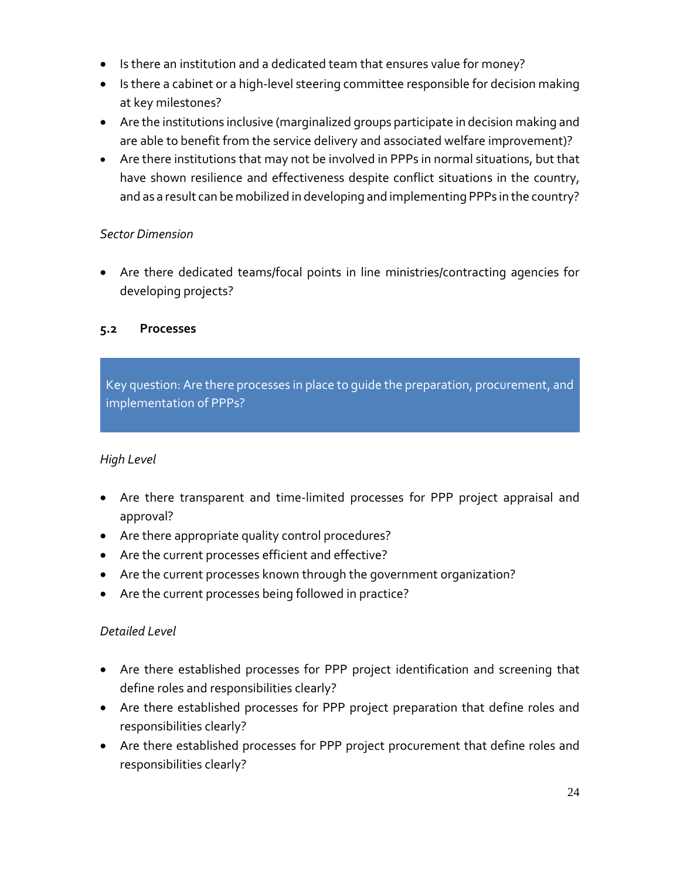- Is there an institution and a dedicated team that ensures value for money?
- Is there a cabinet or a high-level steering committee responsible for decision making at key milestones?
- Are the institutions inclusive (marginalized groups participate in decision making and are able to benefit from the service delivery and associated welfare improvement)?
- Are there institutions that may not be involved in PPPs in normal situations, but that have shown resilience and effectiveness despite conflict situations in the country, and as a result can be mobilized in developing and implementing PPPs in the country?

*Sector Dimension*

- Are there dedicated teams/focal points in line ministries/contracting agencies for developing projects?

### 5.2 Processes

> Key question: Are there processes in place to guide the preparation, procurement, and implementation of PPPs?

*High Level*

- Are there transparent and time-limited processes for PPP project appraisal and approval?
- Are there appropriate quality control procedures?
- Are the current processes efficient and effective?
- Are the current processes known through the government organization?
- Are the current processes being followed in practice?

*Detailed Level*

- Are there established processes for PPP project identification and screening that define roles and responsibilities clearly?
- Are there established processes for PPP project preparation that define roles and responsibilities clearly?
- Are there established processes for PPP project procurement that define roles and responsibilities clearly?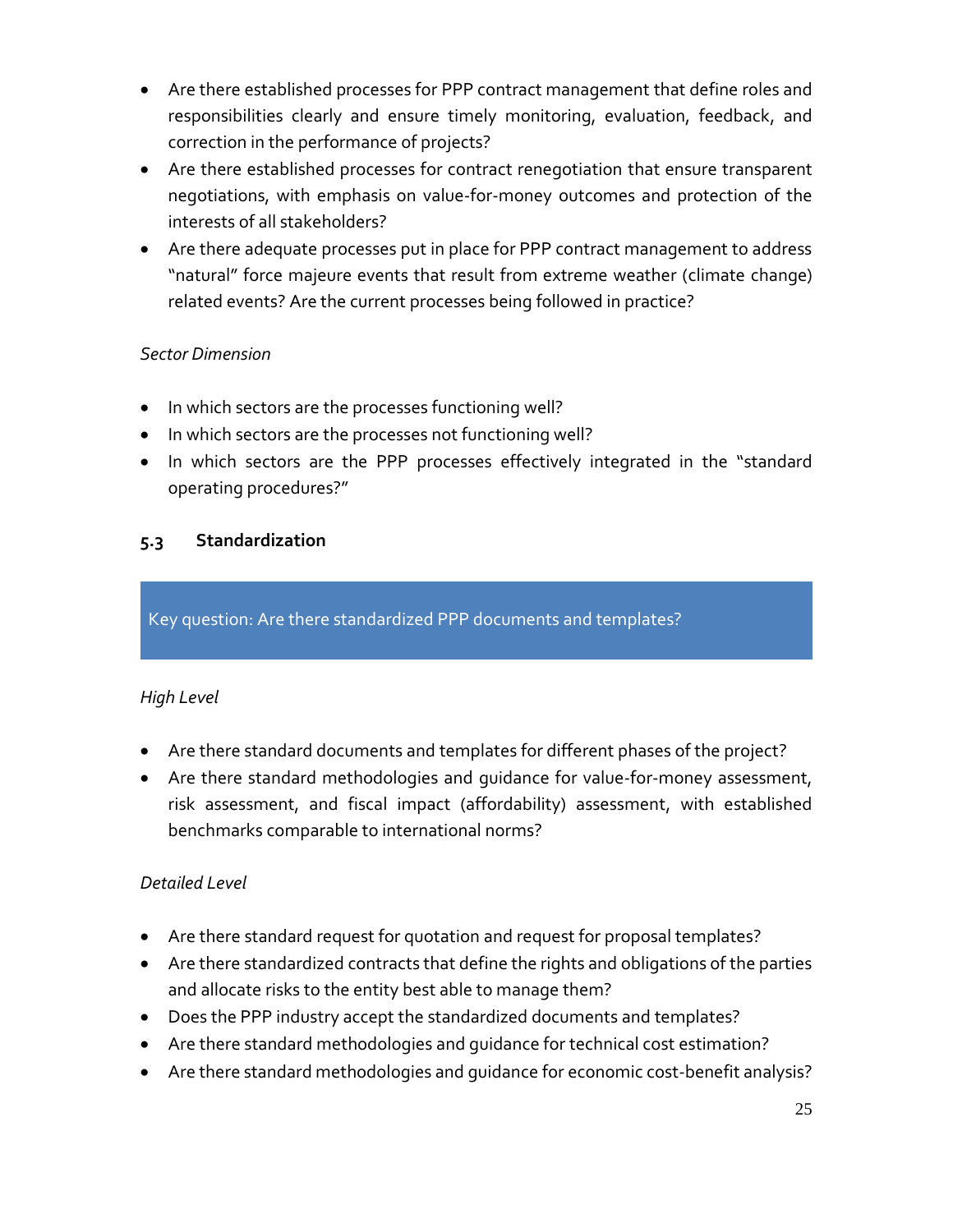- Are there established processes for PPP contract management that define roles and responsibilities clearly and ensure timely monitoring, evaluation, feedback, and correction in the performance of projects?
- Are there established processes for contract renegotiation that ensure transparent negotiations, with emphasis on value-for-money outcomes and protection of the interests of all stakeholders?
- Are there adequate processes put in place for PPP contract management to address "natural" force majeure events that result from extreme weather (climate change) related events? Are the current processes being followed in practice?

*Sector Dimension*

- In which sectors are the processes functioning well?
- In which sectors are the processes not functioning well?
- In which sectors are the PPP processes effectively integrated in the "standard operating procedures?"

### 5.3 Standardization

Key question: Are there standardized PPP documents and templates?

*High Level*

- Are there standard documents and templates for different phases of the project?
- Are there standard methodologies and guidance for value-for-money assessment, risk assessment, and fiscal impact (affordability) assessment, with established benchmarks comparable to international norms?

*Detailed Level*

- Are there standard request for quotation and request for proposal templates?
- Are there standardized contracts that define the rights and obligations of the parties and allocate risks to the entity best able to manage them?
- Does the PPP industry accept the standardized documents and templates?
- Are there standard methodologies and guidance for technical cost estimation?
- Are there standard methodologies and guidance for economic cost-benefit analysis?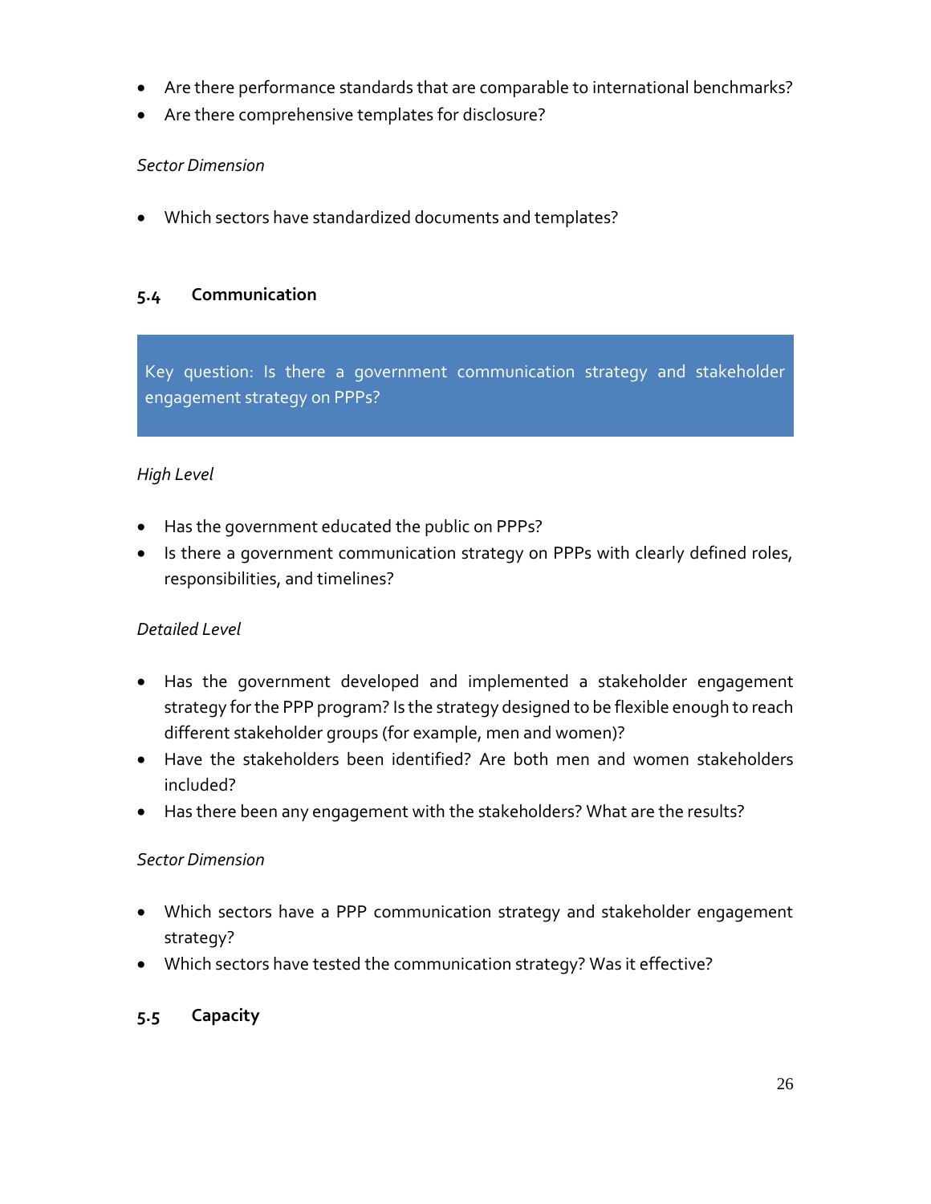- Are there performance standards that are comparable to international benchmarks?
- Are there comprehensive templates for disclosure?

*Sector Dimension*

- Which sectors have standardized documents and templates?

## 5.4 Communication

> Key question: Is there a government communication strategy and stakeholder engagement strategy on PPPs?

*High Level*

- Has the government educated the public on PPPs?
- Is there a government communication strategy on PPPs with clearly defined roles, responsibilities, and timelines?

*Detailed Level*

- Has the government developed and implemented a stakeholder engagement strategy for the PPP program? Is the strategy designed to be flexible enough to reach different stakeholder groups (for example, men and women)?
- Have the stakeholders been identified? Are both men and women stakeholders included?
- Has there been any engagement with the stakeholders? What are the results?

*Sector Dimension*

- Which sectors have a PPP communication strategy and stakeholder engagement strategy?
- Which sectors have tested the communication strategy? Was it effective?

## 5.5 Capacity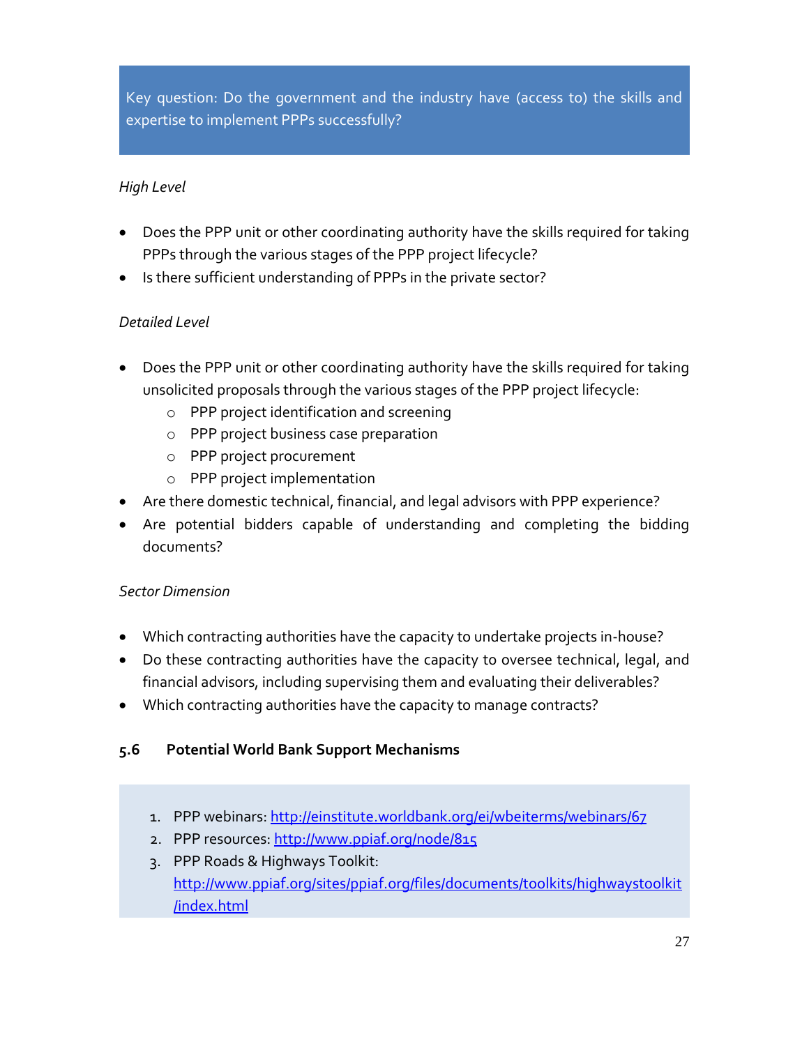Key question: Do the government and the industry have (access to) the skills and expertise to implement PPPs successfully?

*High Level*

- Does the PPP unit or other coordinating authority have the skills required for taking PPPs through the various stages of the PPP project lifecycle?
- Is there sufficient understanding of PPPs in the private sector?

*Detailed Level*

- Does the PPP unit or other coordinating authority have the skills required for taking unsolicited proposals through the various stages of the PPP project lifecycle:
  - PPP project identification and screening
  - PPP project business case preparation
  - PPP project procurement
  - PPP project implementation
- Are there domestic technical, financial, and legal advisors with PPP experience?
- Are potential bidders capable of understanding and completing the bidding documents?

*Sector Dimension*

- Which contracting authorities have the capacity to undertake projects in-house?
- Do these contracting authorities have the capacity to oversee technical, legal, and financial advisors, including supervising them and evaluating their deliverables?
- Which contracting authorities have the capacity to manage contracts?

## 5.6 Potential World Bank Support Mechanisms

1. PPP webinars: http://einstitute.worldbank.org/ei/wbeiterms/webinars/67
2. PPP resources: http://www.ppiaf.org/node/815
3. PPP Roads & Highways Toolkit: http://www.ppiaf.org/sites/ppiaf.org/files/documents/toolkits/highwaystoolkit/index.html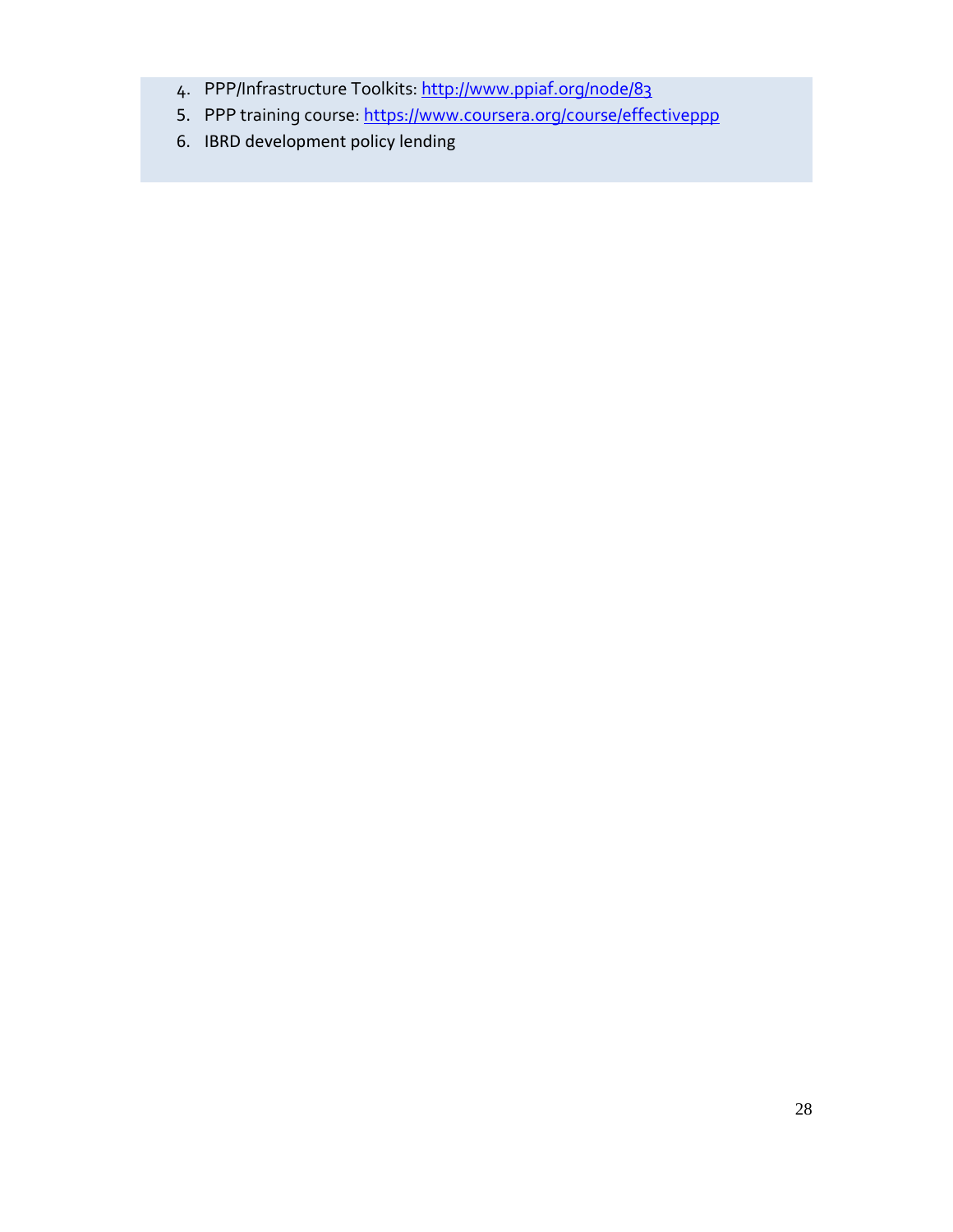4. PPP/Infrastructure Toolkits: [http://www.ppiaf.org/node/83](http://www.ppiaf.org/node/83)
5. PPP training course: [https://www.coursera.org/course/effectiveppp](https://www.coursera.org/course/effectiveppp)
6. IBRD development policy lending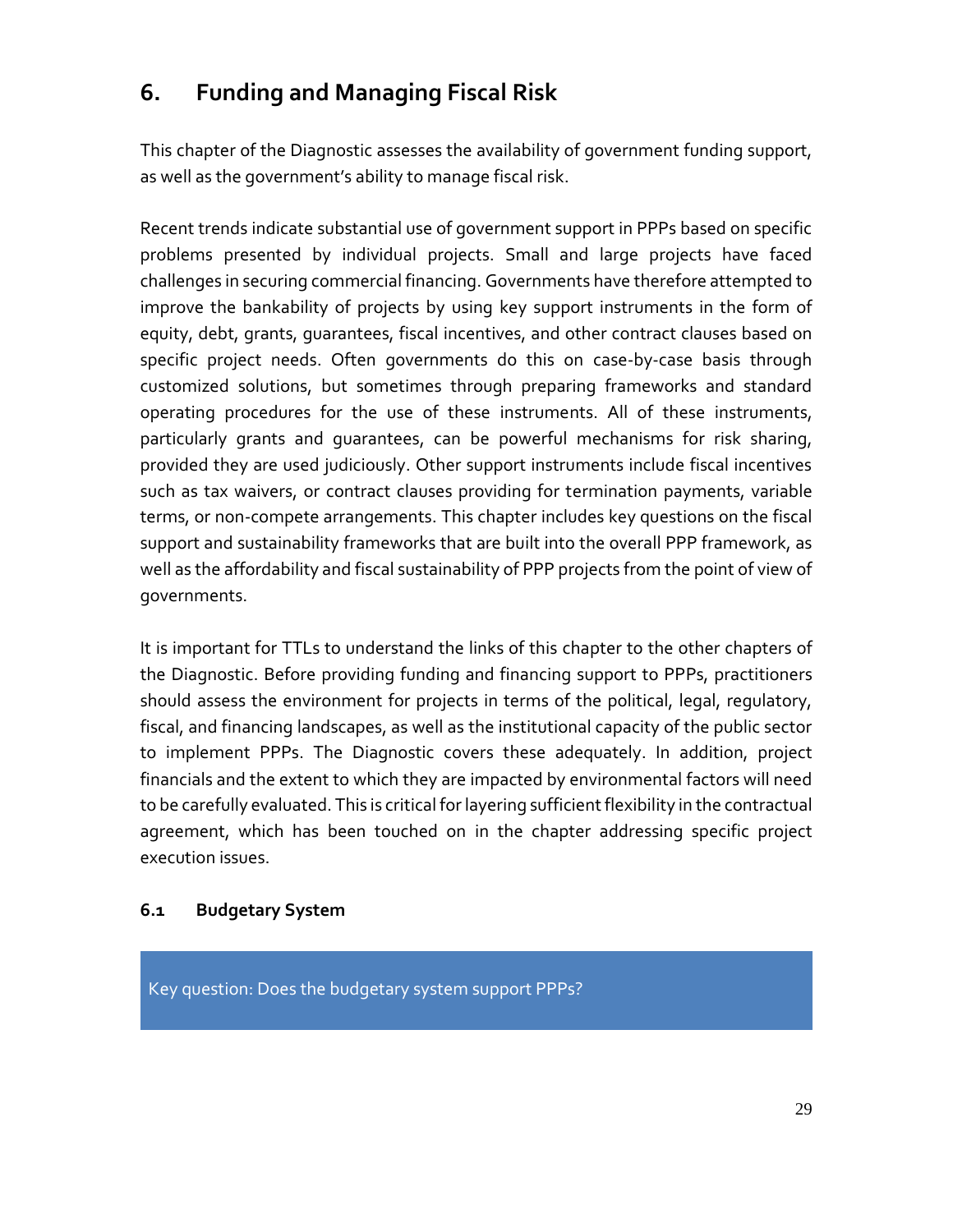# 6. Funding and Managing Fiscal Risk

This chapter of the Diagnostic assesses the availability of government funding support, as well as the government's ability to manage fiscal risk.

Recent trends indicate substantial use of government support in PPPs based on specific problems presented by individual projects. Small and large projects have faced challenges in securing commercial financing. Governments have therefore attempted to improve the bankability of projects by using key support instruments in the form of equity, debt, grants, guarantees, fiscal incentives, and other contract clauses based on specific project needs. Often governments do this on case-by-case basis through customized solutions, but sometimes through preparing frameworks and standard operating procedures for the use of these instruments. All of these instruments, particularly grants and guarantees, can be powerful mechanisms for risk sharing, provided they are used judiciously. Other support instruments include fiscal incentives such as tax waivers, or contract clauses providing for termination payments, variable terms, or non-compete arrangements. This chapter includes key questions on the fiscal support and sustainability frameworks that are built into the overall PPP framework, as well as the affordability and fiscal sustainability of PPP projects from the point of view of governments.

It is important for TTLs to understand the links of this chapter to the other chapters of the Diagnostic. Before providing funding and financing support to PPPs, practitioners should assess the environment for projects in terms of the political, legal, regulatory, fiscal, and financing landscapes, as well as the institutional capacity of the public sector to implement PPPs. The Diagnostic covers these adequately. In addition, project financials and the extent to which they are impacted by environmental factors will need to be carefully evaluated. This is critical for layering sufficient flexibility in the contractual agreement, which has been touched on in the chapter addressing specific project execution issues.

## 6.1 Budgetary System

Key question: Does the budgetary system support PPPs?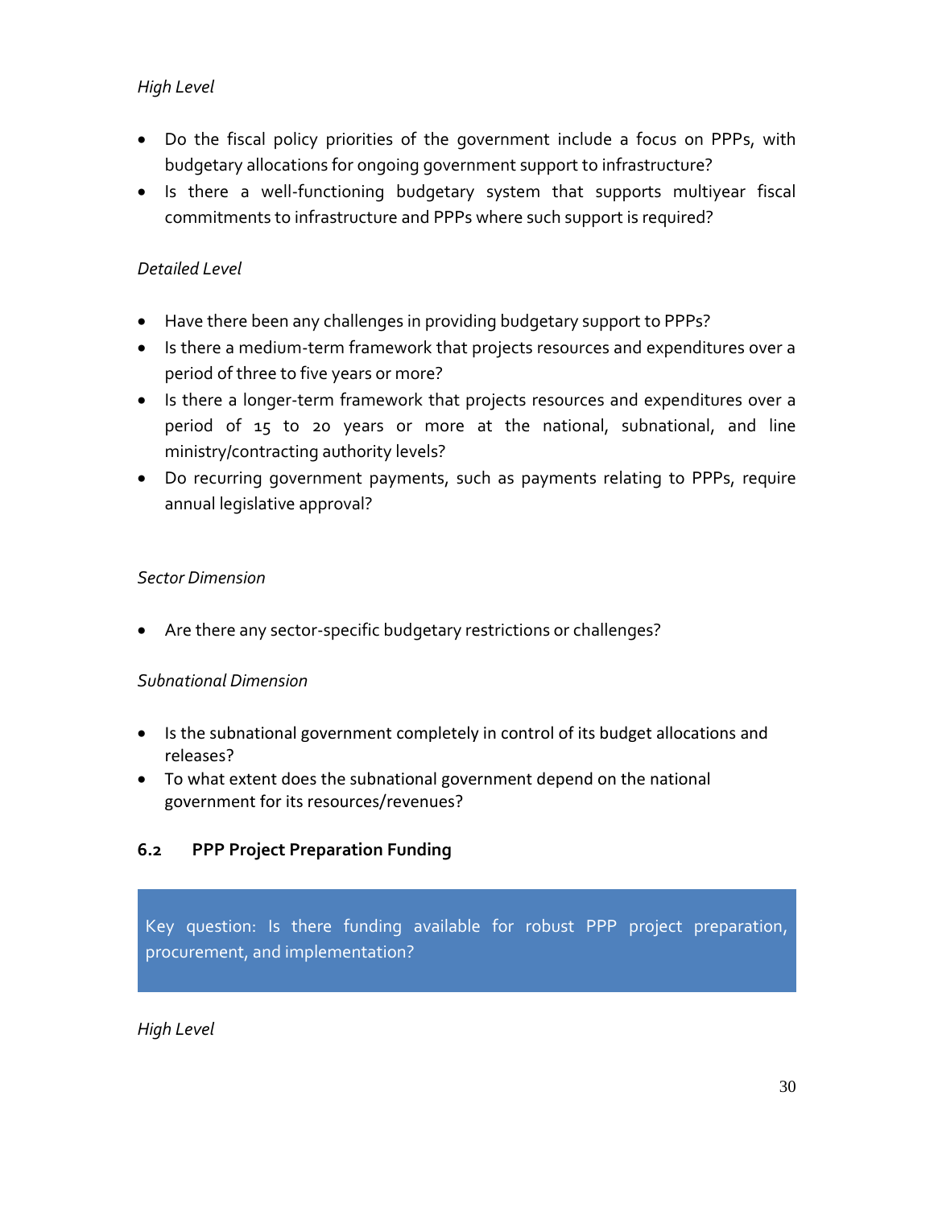*High Level*

- Do the fiscal policy priorities of the government include a focus on PPPs, with budgetary allocations for ongoing government support to infrastructure?
- Is there a well-functioning budgetary system that supports multiyear fiscal commitments to infrastructure and PPPs where such support is required?

*Detailed Level*

- Have there been any challenges in providing budgetary support to PPPs?
- Is there a medium-term framework that projects resources and expenditures over a period of three to five years or more?
- Is there a longer-term framework that projects resources and expenditures over a period of 15 to 20 years or more at the national, subnational, and line ministry/contracting authority levels?
- Do recurring government payments, such as payments relating to PPPs, require annual legislative approval?

*Sector Dimension*

- Are there any sector-specific budgetary restrictions or challenges?

*Subnational Dimension*

- Is the subnational government completely in control of its budget allocations and releases?
- To what extent does the subnational government depend on the national government for its resources/revenues?

### 6.2 PPP Project Preparation Funding

> Key question: Is there funding available for robust PPP project preparation, procurement, and implementation?

*High Level*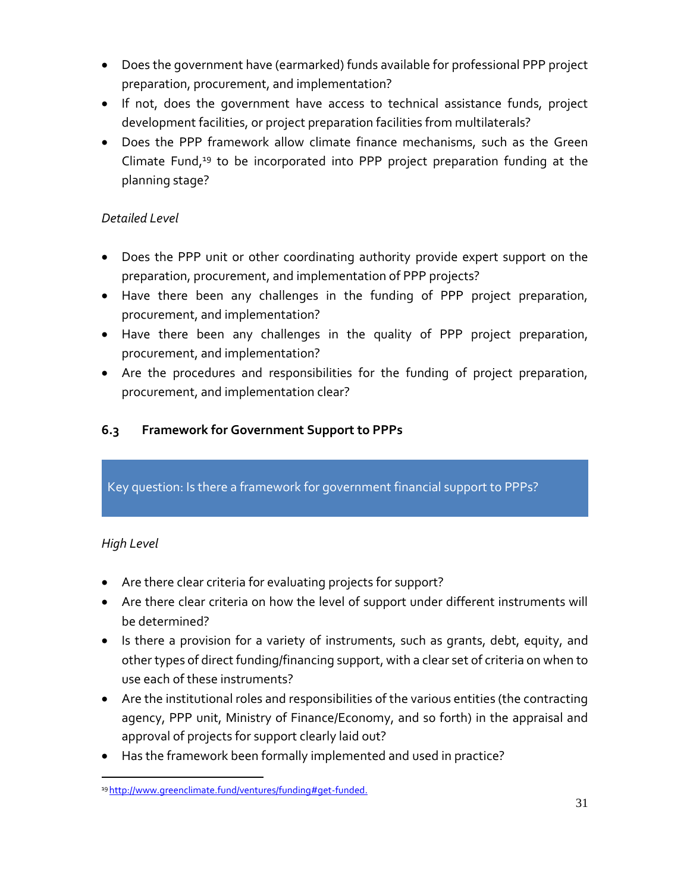- Does the government have (earmarked) funds available for professional PPP project preparation, procurement, and implementation?
- If not, does the government have access to technical assistance funds, project development facilities, or project preparation facilities from multilaterals?
- Does the PPP framework allow climate finance mechanisms, such as the Green Climate Fund,[19] to be incorporated into PPP project preparation funding at the planning stage?

*Detailed Level*

- Does the PPP unit or other coordinating authority provide expert support on the preparation, procurement, and implementation of PPP projects?
- Have there been any challenges in the funding of PPP project preparation, procurement, and implementation?
- Have there been any challenges in the quality of PPP project preparation, procurement, and implementation?
- Are the procedures and responsibilities for the funding of project preparation, procurement, and implementation clear?

### 6.3 Framework for Government Support to PPPs

Key question: Is there a framework for government financial support to PPPs?

*High Level*

- Are there clear criteria for evaluating projects for support?
- Are there clear criteria on how the level of support under different instruments will be determined?
- Is there a provision for a variety of instruments, such as grants, debt, equity, and other types of direct funding/financing support, with a clear set of criteria on when to use each of these instruments?
- Are the institutional roles and responsibilities of the various entities (the contracting agency, PPP unit, Ministry of Finance/Economy, and so forth) in the appraisal and approval of projects for support clearly laid out?
- Has the framework been formally implemented and used in practice?

[19] http://www.greenclimate.fund/ventures/funding#get-funded.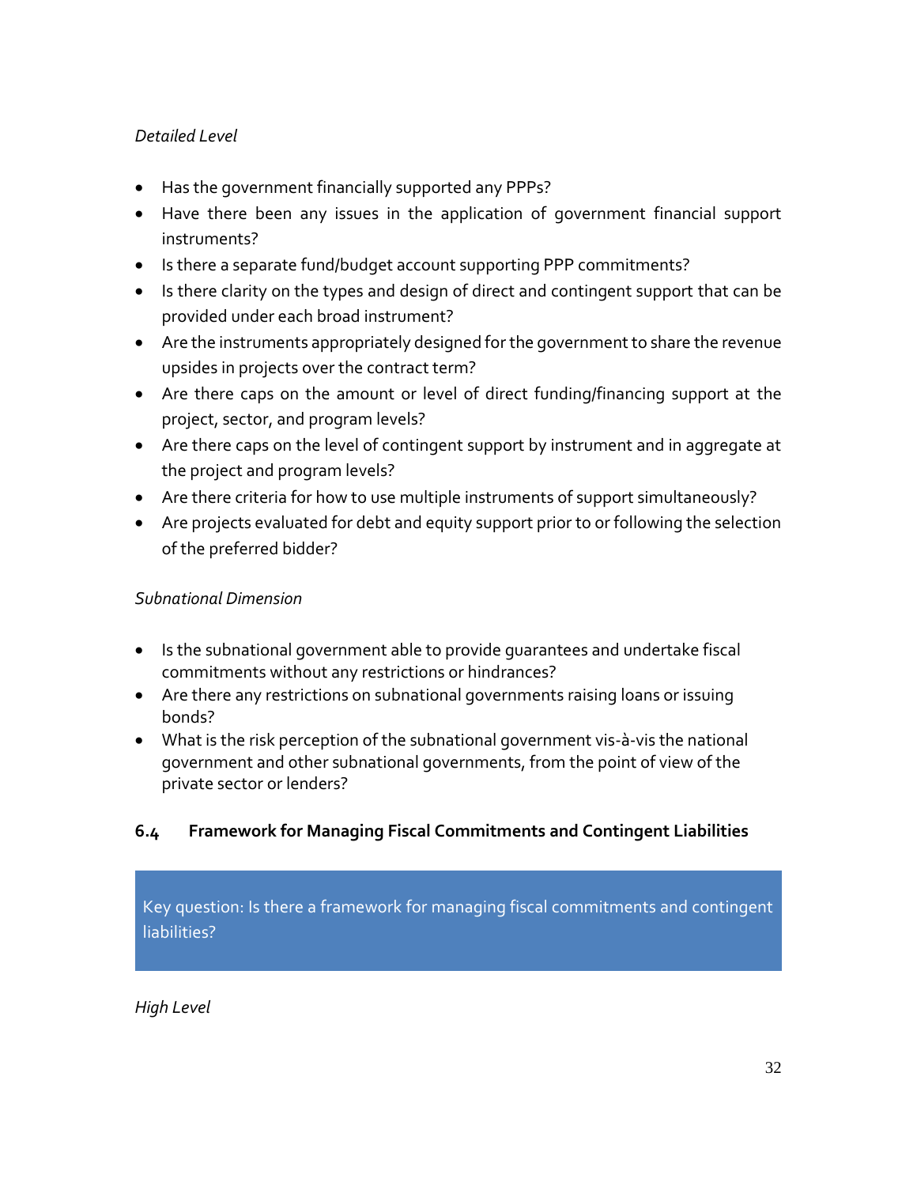*Detailed Level*

- Has the government financially supported any PPPs?
- Have there been any issues in the application of government financial support instruments?
- Is there a separate fund/budget account supporting PPP commitments?
- Is there clarity on the types and design of direct and contingent support that can be provided under each broad instrument?
- Are the instruments appropriately designed for the government to share the revenue upsides in projects over the contract term?
- Are there caps on the amount or level of direct funding/financing support at the project, sector, and program levels?
- Are there caps on the level of contingent support by instrument and in aggregate at the project and program levels?
- Are there criteria for how to use multiple instruments of support simultaneously?
- Are projects evaluated for debt and equity support prior to or following the selection of the preferred bidder?

*Subnational Dimension*

- Is the subnational government able to provide guarantees and undertake fiscal commitments without any restrictions or hindrances?
- Are there any restrictions on subnational governments raising loans or issuing bonds?
- What is the risk perception of the subnational government vis-à-vis the national government and other subnational governments, from the point of view of the private sector or lenders?

### 6.4 Framework for Managing Fiscal Commitments and Contingent Liabilities

Key question: Is there a framework for managing fiscal commitments and contingent liabilities?

*High Level*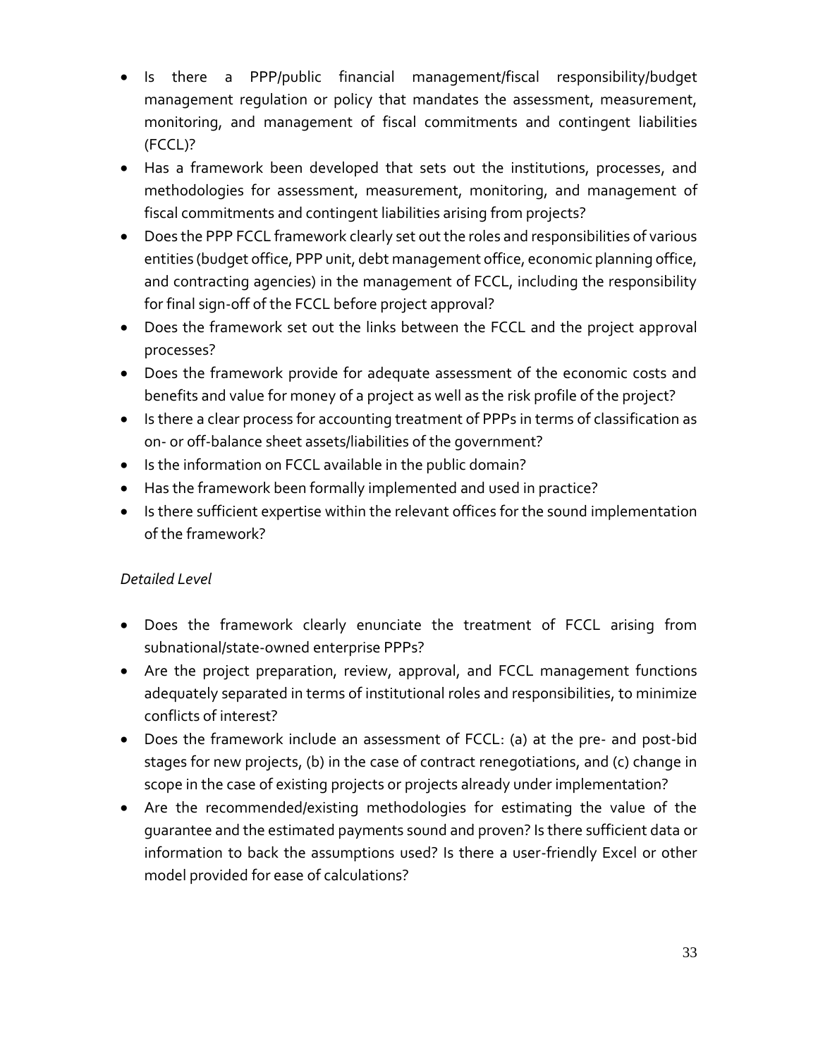- Is there a PPP/public financial management/fiscal responsibility/budget management regulation or policy that mandates the assessment, measurement, monitoring, and management of fiscal commitments and contingent liabilities (FCCL)?
- Has a framework been developed that sets out the institutions, processes, and methodologies for assessment, measurement, monitoring, and management of fiscal commitments and contingent liabilities arising from projects?
- Does the PPP FCCL framework clearly set out the roles and responsibilities of various entities (budget office, PPP unit, debt management office, economic planning office, and contracting agencies) in the management of FCCL, including the responsibility for final sign-off of the FCCL before project approval?
- Does the framework set out the links between the FCCL and the project approval processes?
- Does the framework provide for adequate assessment of the economic costs and benefits and value for money of a project as well as the risk profile of the project?
- Is there a clear process for accounting treatment of PPPs in terms of classification as on- or off-balance sheet assets/liabilities of the government?
- Is the information on FCCL available in the public domain?
- Has the framework been formally implemented and used in practice?
- Is there sufficient expertise within the relevant offices for the sound implementation of the framework?

*Detailed Level*

- Does the framework clearly enunciate the treatment of FCCL arising from subnational/state-owned enterprise PPPs?
- Are the project preparation, review, approval, and FCCL management functions adequately separated in terms of institutional roles and responsibilities, to minimize conflicts of interest?
- Does the framework include an assessment of FCCL: (a) at the pre- and post-bid stages for new projects, (b) in the case of contract renegotiations, and (c) change in scope in the case of existing projects or projects already under implementation?
- Are the recommended/existing methodologies for estimating the value of the guarantee and the estimated payments sound and proven? Is there sufficient data or information to back the assumptions used? Is there a user-friendly Excel or other model provided for ease of calculations?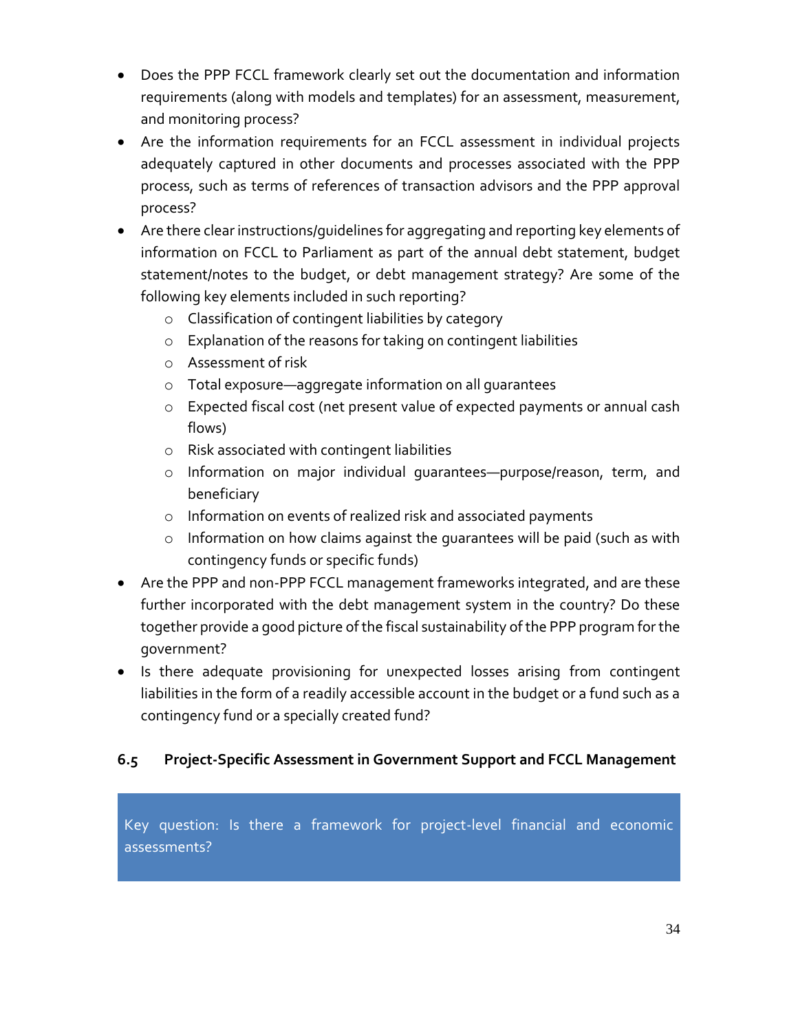- Does the PPP FCCL framework clearly set out the documentation and information requirements (along with models and templates) for an assessment, measurement, and monitoring process?
- Are the information requirements for an FCCL assessment in individual projects adequately captured in other documents and processes associated with the PPP process, such as terms of references of transaction advisors and the PPP approval process?
- Are there clear instructions/guidelines for aggregating and reporting key elements of information on FCCL to Parliament as part of the annual debt statement, budget statement/notes to the budget, or debt management strategy? Are some of the following key elements included in such reporting?
    - Classification of contingent liabilities by category
    - Explanation of the reasons for taking on contingent liabilities
    - Assessment of risk
    - Total exposure—aggregate information on all guarantees
    - Expected fiscal cost (net present value of expected payments or annual cash flows)
    - Risk associated with contingent liabilities
    - Information on major individual guarantees—purpose/reason, term, and beneficiary
    - Information on events of realized risk and associated payments
    - Information on how claims against the guarantees will be paid (such as with contingency funds or specific funds)
- Are the PPP and non-PPP FCCL management frameworks integrated, and are these further incorporated with the debt management system in the country? Do these together provide a good picture of the fiscal sustainability of the PPP program for the government?
- Is there adequate provisioning for unexpected losses arising from contingent liabilities in the form of a readily accessible account in the budget or a fund such as a contingency fund or a specially created fund?

### 6.5 Project-Specific Assessment in Government Support and FCCL Management

Key question: Is there a framework for project-level financial and economic assessments?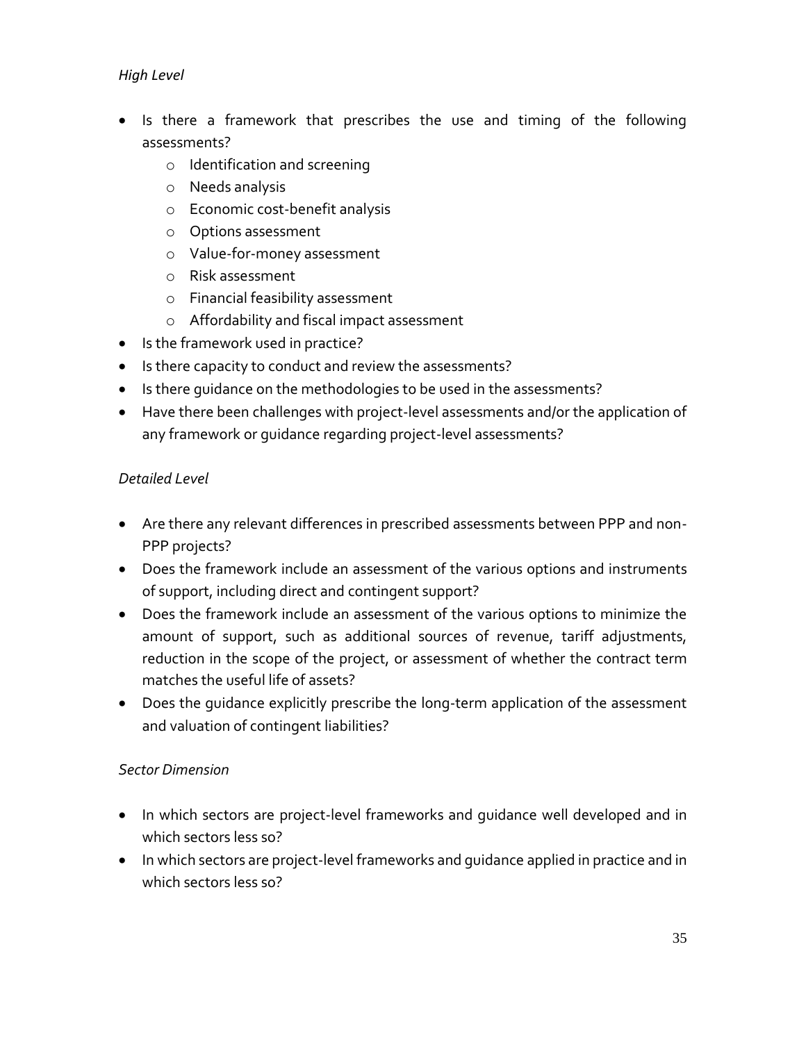*High Level*

- Is there a framework that prescribes the use and timing of the following assessments?
    - Identification and screening
    - Needs analysis
    - Economic cost-benefit analysis
    - Options assessment
    - Value-for-money assessment
    - Risk assessment
    - Financial feasibility assessment
    - Affordability and fiscal impact assessment
- Is the framework used in practice?
- Is there capacity to conduct and review the assessments?
- Is there guidance on the methodologies to be used in the assessments?
- Have there been challenges with project-level assessments and/or the application of any framework or guidance regarding project-level assessments?

*Detailed Level*

- Are there any relevant differences in prescribed assessments between PPP and non-PPP projects?
- Does the framework include an assessment of the various options and instruments of support, including direct and contingent support?
- Does the framework include an assessment of the various options to minimize the amount of support, such as additional sources of revenue, tariff adjustments, reduction in the scope of the project, or assessment of whether the contract term matches the useful life of assets?
- Does the guidance explicitly prescribe the long-term application of the assessment and valuation of contingent liabilities?

*Sector Dimension*

- In which sectors are project-level frameworks and guidance well developed and in which sectors less so?
- In which sectors are project-level frameworks and guidance applied in practice and in which sectors less so?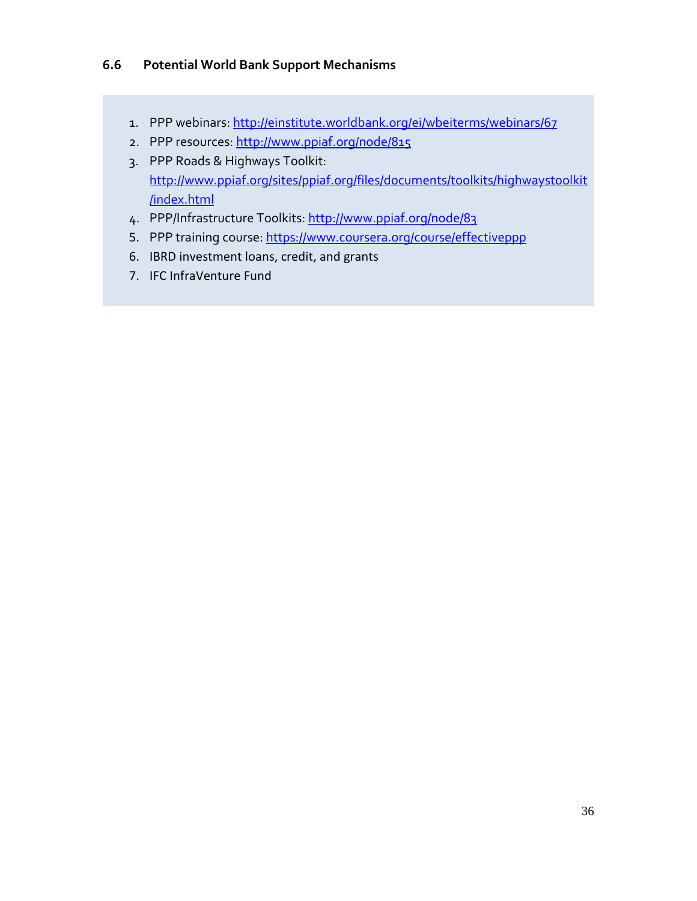### 6.6 Potential World Bank Support Mechanisms

1. PPP webinars: http://einstitute.worldbank.org/ei/wbeiterms/webinars/67
2. PPP resources: http://www.ppiaf.org/node/815
3. PPP Roads & Highways Toolkit: http://www.ppiaf.org/sites/ppiaf.org/files/documents/toolkits/highwaystoolkit/index.html
4. PPP/Infrastructure Toolkits: http://www.ppiaf.org/node/83
5. PPP training course: https://www.coursera.org/course/effectiveppp
6. IBRD investment loans, credit, and grants
7. IFC InfraVenture Fund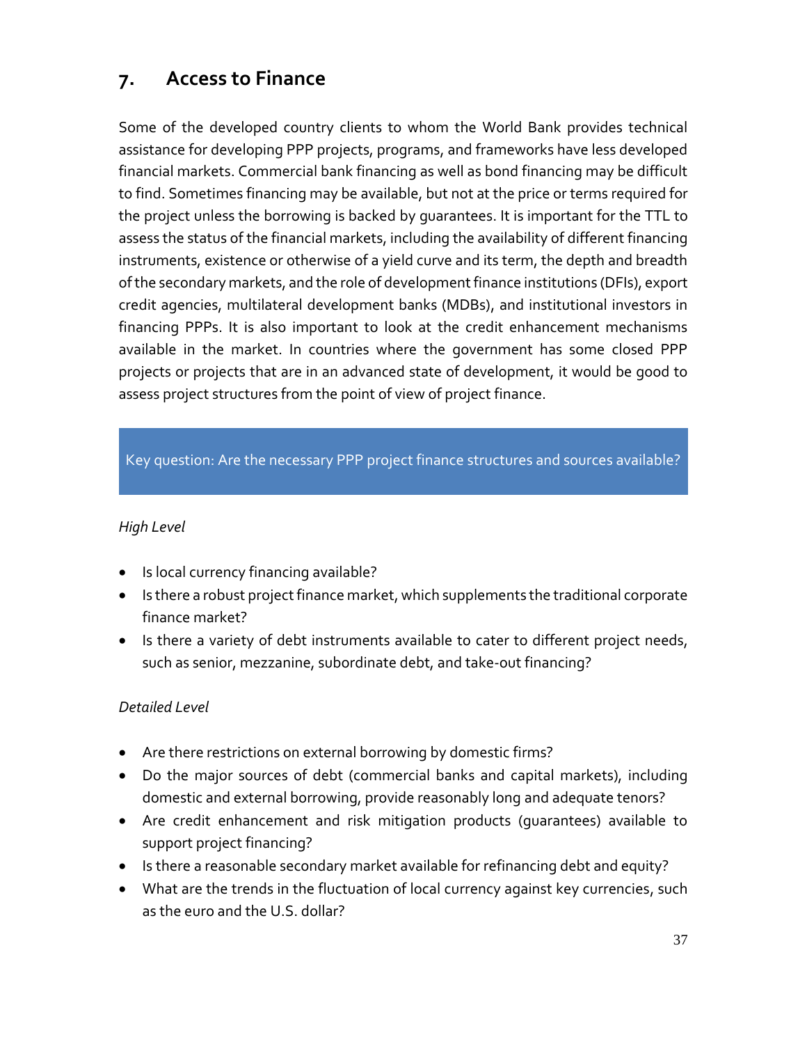## 7. Access to Finance

Some of the developed country clients to whom the World Bank provides technical assistance for developing PPP projects, programs, and frameworks have less developed financial markets. Commercial bank financing as well as bond financing may be difficult to find. Sometimes financing may be available, but not at the price or terms required for the project unless the borrowing is backed by guarantees. It is important for the TTL to assess the status of the financial markets, including the availability of different financing instruments, existence or otherwise of a yield curve and its term, the depth and breadth of the secondary markets, and the role of development finance institutions (DFIs), export credit agencies, multilateral development banks (MDBs), and institutional investors in financing PPPs. It is also important to look at the credit enhancement mechanisms available in the market. In countries where the government has some closed PPP projects or projects that are in an advanced state of development, it would be good to assess project structures from the point of view of project finance.

> Key question: Are the necessary PPP project finance structures and sources available?

*High Level*

- Is local currency financing available?
- Is there a robust project finance market, which supplements the traditional corporate finance market?
- Is there a variety of debt instruments available to cater to different project needs, such as senior, mezzanine, subordinate debt, and take-out financing?

*Detailed Level*

- Are there restrictions on external borrowing by domestic firms?
- Do the major sources of debt (commercial banks and capital markets), including domestic and external borrowing, provide reasonably long and adequate tenors?
- Are credit enhancement and risk mitigation products (guarantees) available to support project financing?
- Is there a reasonable secondary market available for refinancing debt and equity?
- What are the trends in the fluctuation of local currency against key currencies, such as the euro and the U.S. dollar?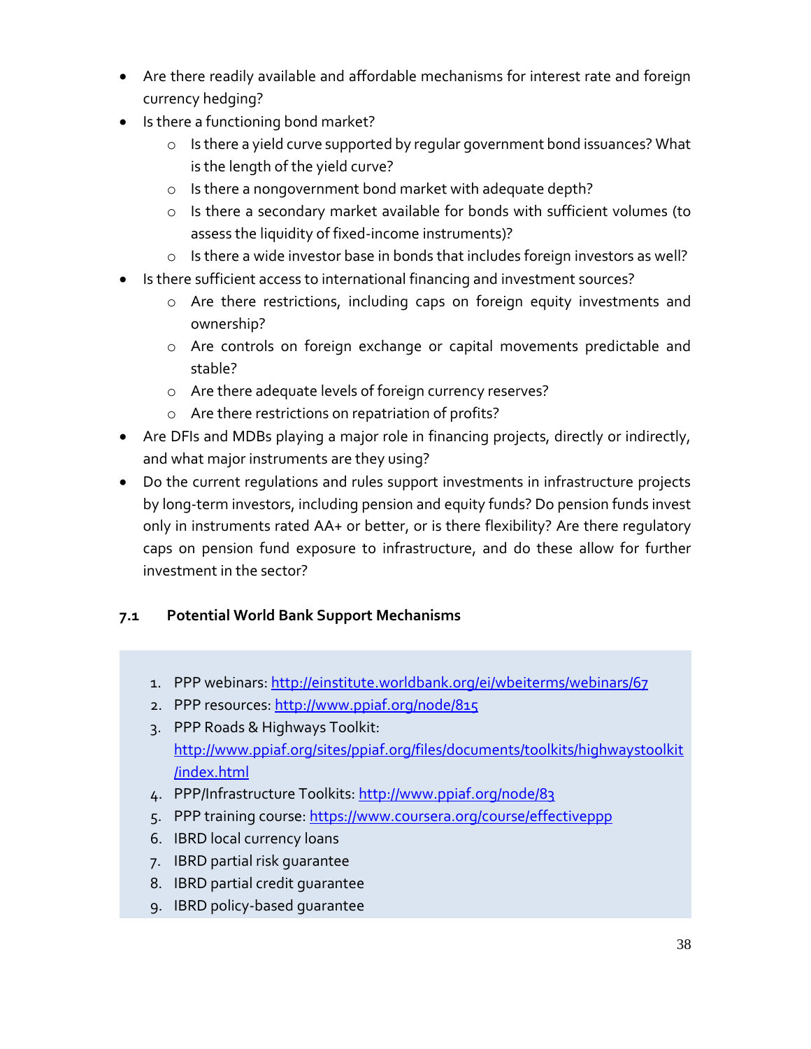- Are there readily available and affordable mechanisms for interest rate and foreign currency hedging?
- Is there a functioning bond market?
  - Is there a yield curve supported by regular government bond issuances? What is the length of the yield curve?
  - Is there a nongovernment bond market with adequate depth?
  - Is there a secondary market available for bonds with sufficient volumes (to assess the liquidity of fixed-income instruments)?
  - Is there a wide investor base in bonds that includes foreign investors as well?
- Is there sufficient access to international financing and investment sources?
  - Are there restrictions, including caps on foreign equity investments and ownership?
  - Are controls on foreign exchange or capital movements predictable and stable?
  - Are there adequate levels of foreign currency reserves?
  - Are there restrictions on repatriation of profits?
- Are DFIs and MDBs playing a major role in financing projects, directly or indirectly, and what major instruments are they using?
- Do the current regulations and rules support investments in infrastructure projects by long-term investors, including pension and equity funds? Do pension funds invest only in instruments rated AA+ or better, or is there flexibility? Are there regulatory caps on pension fund exposure to infrastructure, and do these allow for further investment in the sector?

### 7.1 Potential World Bank Support Mechanisms

1. PPP webinars: http://einstitute.worldbank.org/ei/wbeiterms/webinars/67
2. PPP resources: http://www.ppiaf.org/node/815
3. PPP Roads & Highways Toolkit: http://www.ppiaf.org/sites/ppiaf.org/files/documents/toolkits/highwaystoolkit/index.html
4. PPP/Infrastructure Toolkits: http://www.ppiaf.org/node/83
5. PPP training course: https://www.coursera.org/course/effectiveppp
6. IBRD local currency loans
7. IBRD partial risk guarantee
8. IBRD partial credit guarantee
9. IBRD policy-based guarantee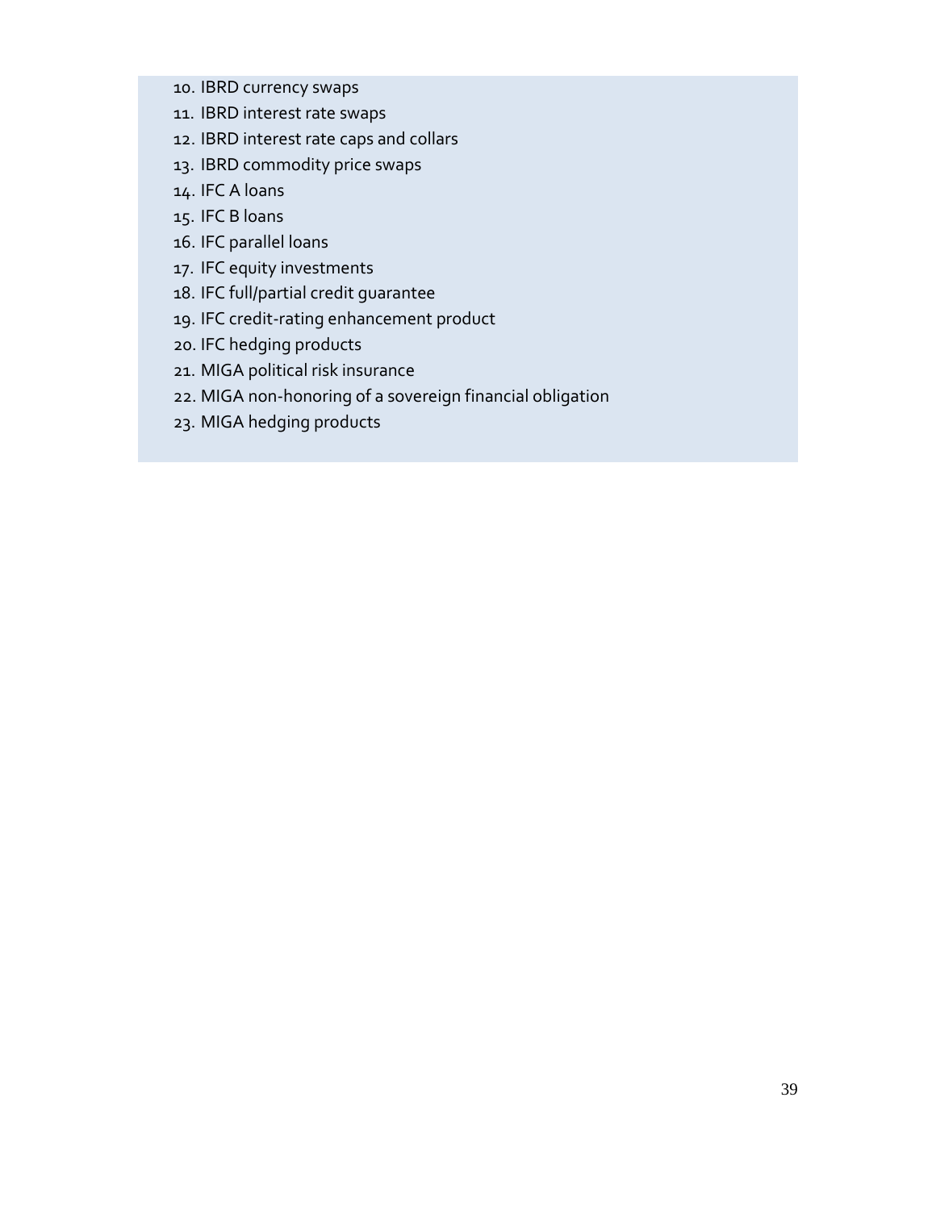10. IBRD currency swaps
11. IBRD interest rate swaps
12. IBRD interest rate caps and collars
13. IBRD commodity price swaps
14. IFC A loans
15. IFC B loans
16. IFC parallel loans
17. IFC equity investments
18. IFC full/partial credit guarantee
19. IFC credit-rating enhancement product
20. IFC hedging products
21. MIGA political risk insurance
22. MIGA non-honoring of a sovereign financial obligation
23. MIGA hedging products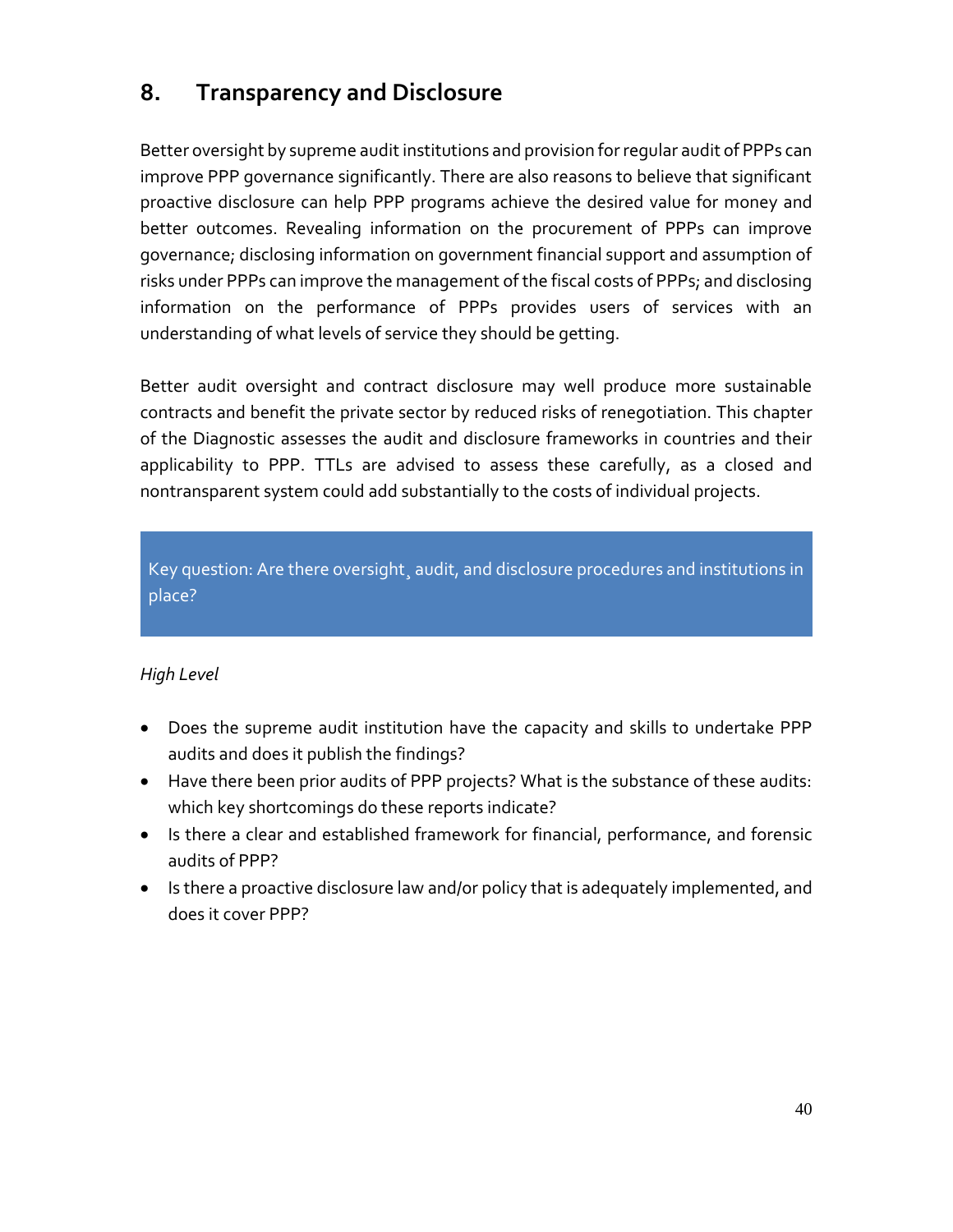## 8. Transparency and Disclosure

Better oversight by supreme audit institutions and provision for regular audit of PPPs can improve PPP governance significantly. There are also reasons to believe that significant proactive disclosure can help PPP programs achieve the desired value for money and better outcomes. Revealing information on the procurement of PPPs can improve governance; disclosing information on government financial support and assumption of risks under PPPs can improve the management of the fiscal costs of PPPs; and disclosing information on the performance of PPPs provides users of services with an understanding of what levels of service they should be getting.

Better audit oversight and contract disclosure may well produce more sustainable contracts and benefit the private sector by reduced risks of renegotiation. This chapter of the Diagnostic assesses the audit and disclosure frameworks in countries and their applicability to PPP. TTLs are advised to assess these carefully, as a closed and nontransparent system could add substantially to the costs of individual projects.

> Key question: Are there oversight¸ audit, and disclosure procedures and institutions in place?

*High Level*

- Does the supreme audit institution have the capacity and skills to undertake PPP audits and does it publish the findings?
- Have there been prior audits of PPP projects? What is the substance of these audits: which key shortcomings do these reports indicate?
- Is there a clear and established framework for financial, performance, and forensic audits of PPP?
- Is there a proactive disclosure law and/or policy that is adequately implemented, and does it cover PPP?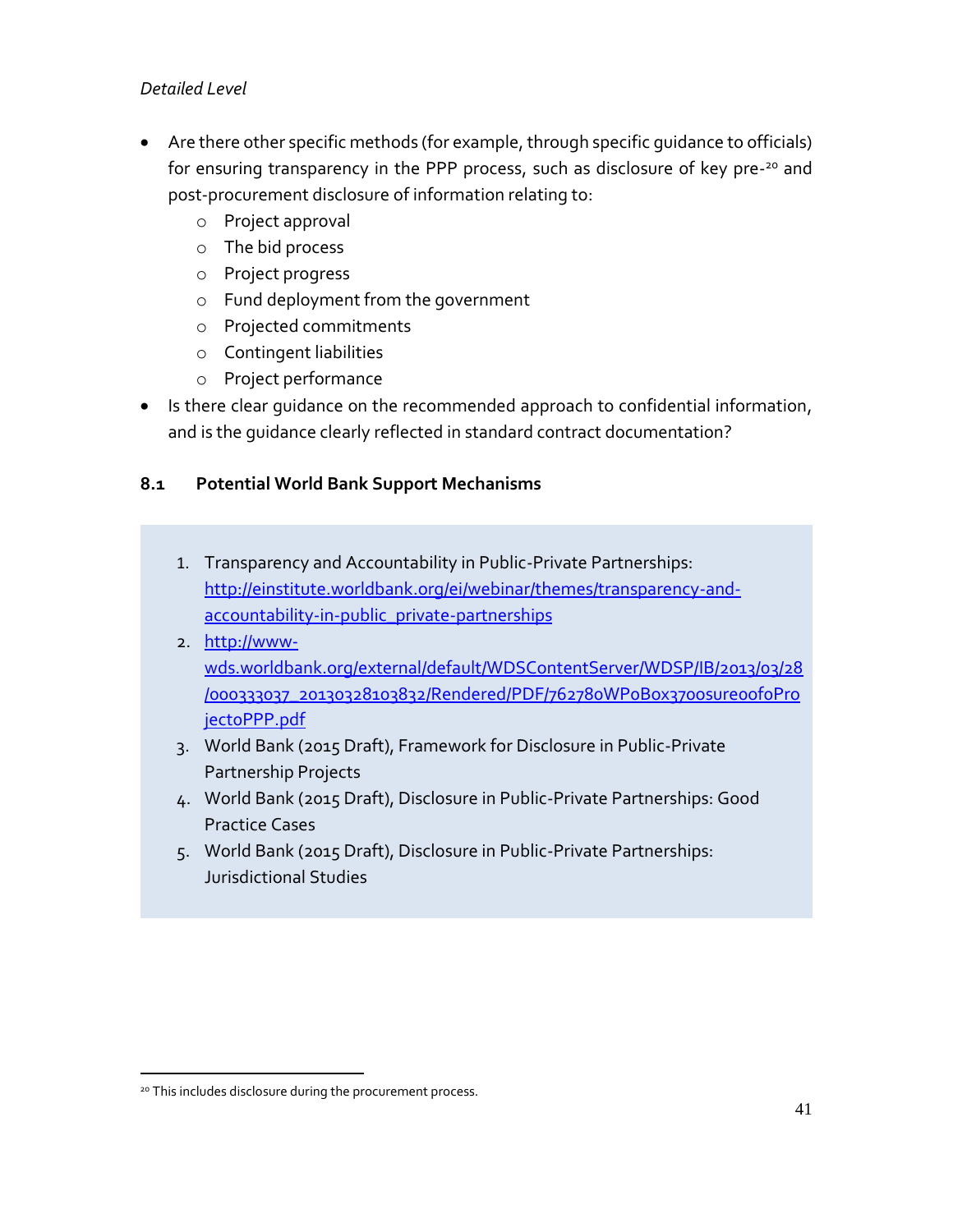*Detailed Level*

- Are there other specific methods (for example, through specific guidance to officials) for ensuring transparency in the PPP process, such as disclosure of key pre-[20] and post-procurement disclosure of information relating to:
  - Project approval
  - The bid process
  - Project progress
  - Fund deployment from the government
  - Projected commitments
  - Contingent liabilities
  - Project performance
- Is there clear guidance on the recommended approach to confidential information, and is the guidance clearly reflected in standard contract documentation?

### 8.1 Potential World Bank Support Mechanisms

1. Transparency and Accountability in Public-Private Partnerships: [http://einstitute.worldbank.org/ei/webinar/themes/transparency-and-accountability-in-public_private-partnerships](http://einstitute.worldbank.org/ei/webinar/themes/transparency-and-accountability-in-public_private-partnerships)
2. [http://www-wds.worldbank.org/external/default/WDSContentServer/WDSP/IB/2013/03/28/000333037_20130328103832/Rendered/PDF/762780WP0Box370osure00f0ProjectoPPP.pdf](http://www-wds.worldbank.org/external/default/WDSContentServer/WDSP/IB/2013/03/28/000333037_20130328103832/Rendered/PDF/762780WP0Box370osure00f0ProjectoPPP.pdf)
3. World Bank (2015 Draft), Framework for Disclosure in Public-Private Partnership Projects
4. World Bank (2015 Draft), Disclosure in Public-Private Partnerships: Good Practice Cases
5. World Bank (2015 Draft), Disclosure in Public-Private Partnerships: Jurisdictional Studies

[20] This includes disclosure during the procurement process.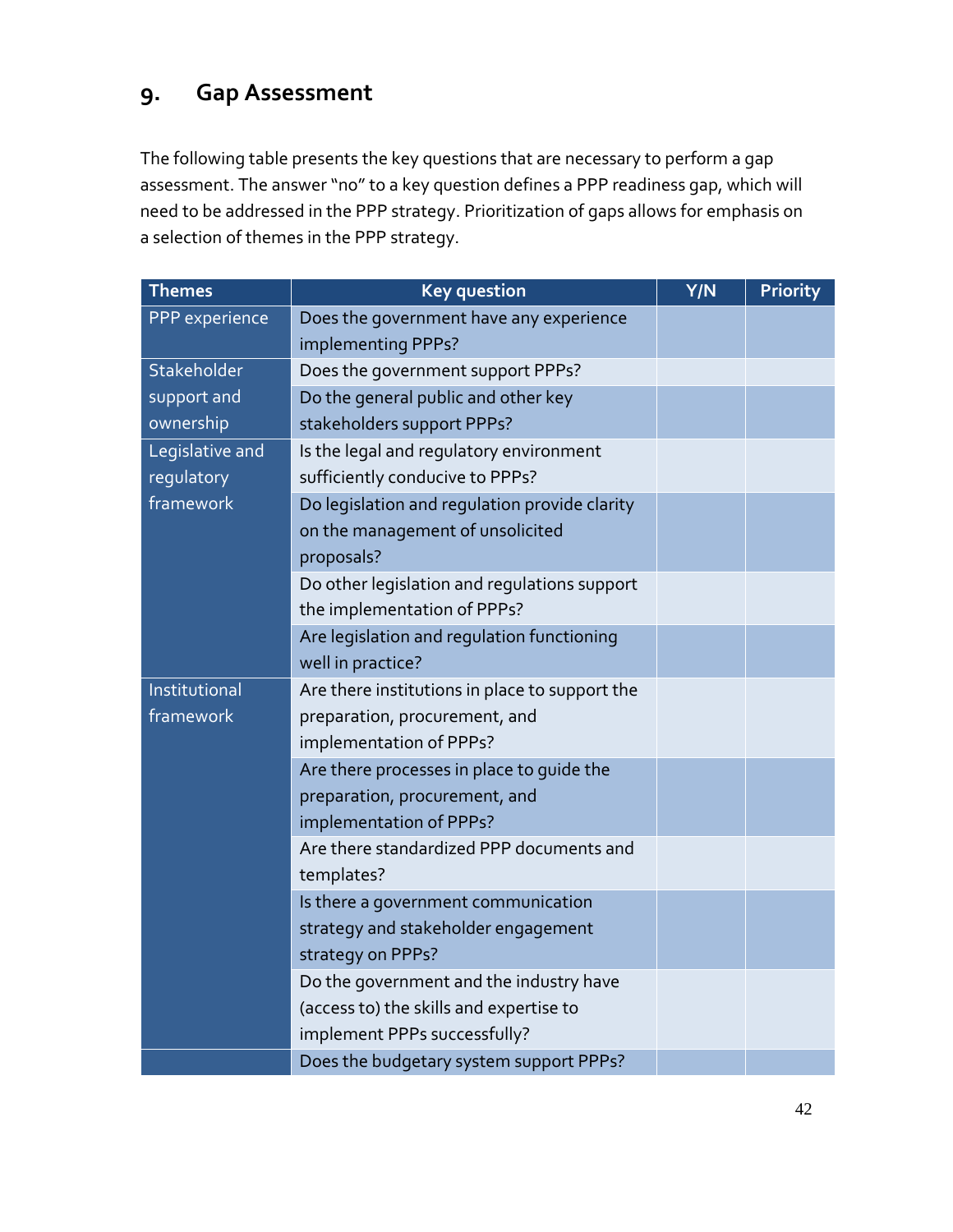## 9. Gap Assessment

The following table presents the key questions that are necessary to perform a gap assessment. The answer "no" to a key question defines a PPP readiness gap, which will need to be addressed in the PPP strategy. Prioritization of gaps allows for emphasis on a selection of themes in the PPP strategy.

| Themes | Key question | Y/N | Priority |
|---|---|---|---|
| PPP experience | Does the government have any experience implementing PPPs? | | |
| Stakeholder support and ownership | Does the government support PPPs? | | |
| | Do the general public and other key stakeholders support PPPs? | | |
| Legislative and regulatory framework | Is the legal and regulatory environment sufficiently conducive to PPPs? | | |
| | Do legislation and regulation provide clarity on the management of unsolicited proposals? | | |
| | Do other legislation and regulations support the implementation of PPPs? | | |
| | Are legislation and regulation functioning well in practice? | | |
| Institutional framework | Are there institutions in place to support the preparation, procurement, and implementation of PPPs? | | |
| | Are there processes in place to guide the preparation, procurement, and implementation of PPPs? | | |
| | Are there standardized PPP documents and templates? | | |
| | Is there a government communication strategy and stakeholder engagement strategy on PPPs? | | |
| | Do the government and the industry have (access to) the skills and expertise to implement PPPs successfully? | | |
| | Does the budgetary system support PPPs? | | |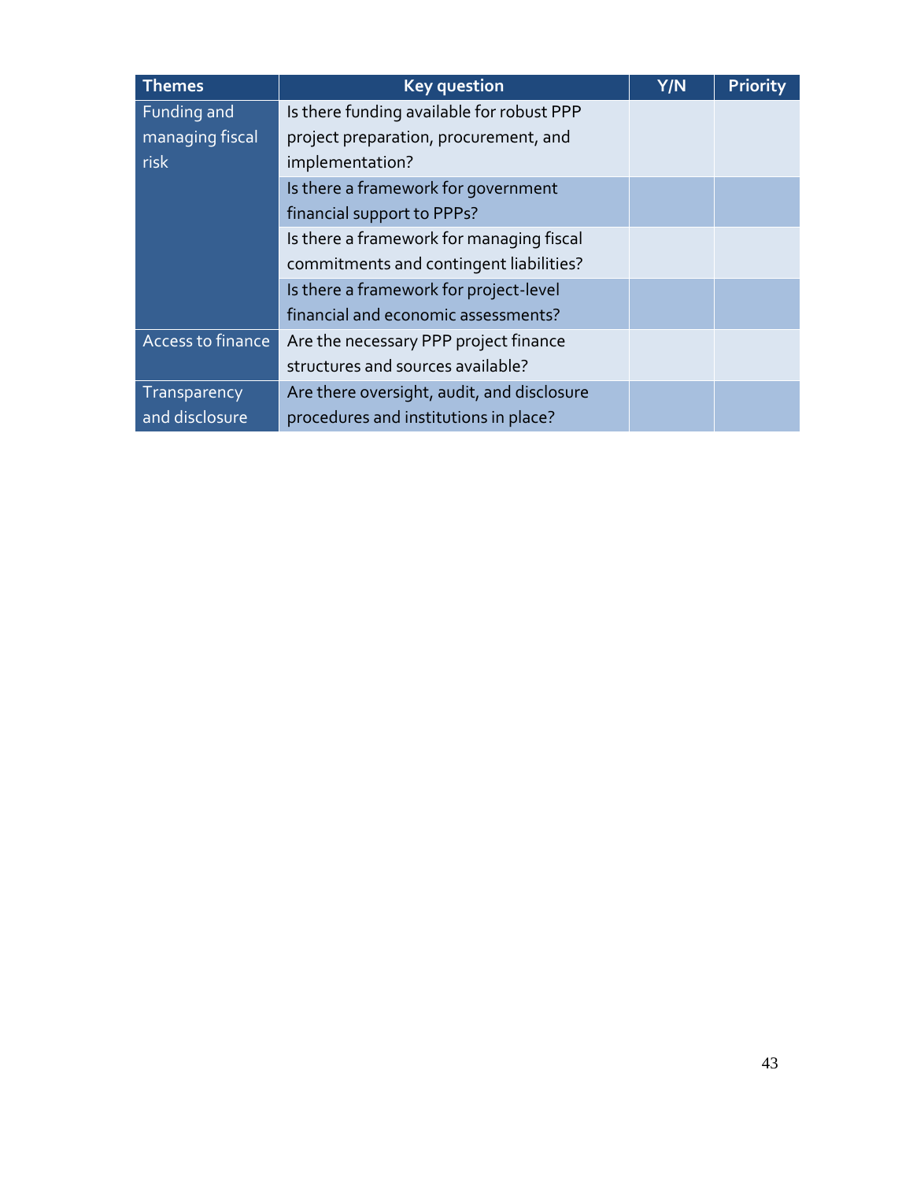| Themes | Key question | Y/N | Priority |
| --- | --- | --- | --- |
| Funding and managing fiscal risk | Is there funding available for robust PPP project preparation, procurement, and implementation? | | |
| | Is there a framework for government financial support to PPPs? | | |
| | Is there a framework for managing fiscal commitments and contingent liabilities? | | |
| | Is there a framework for project-level financial and economic assessments? | | |
| Access to finance | Are the necessary PPP project finance structures and sources available? | | |
| Transparency and disclosure | Are there oversight, audit, and disclosure procedures and institutions in place? | | |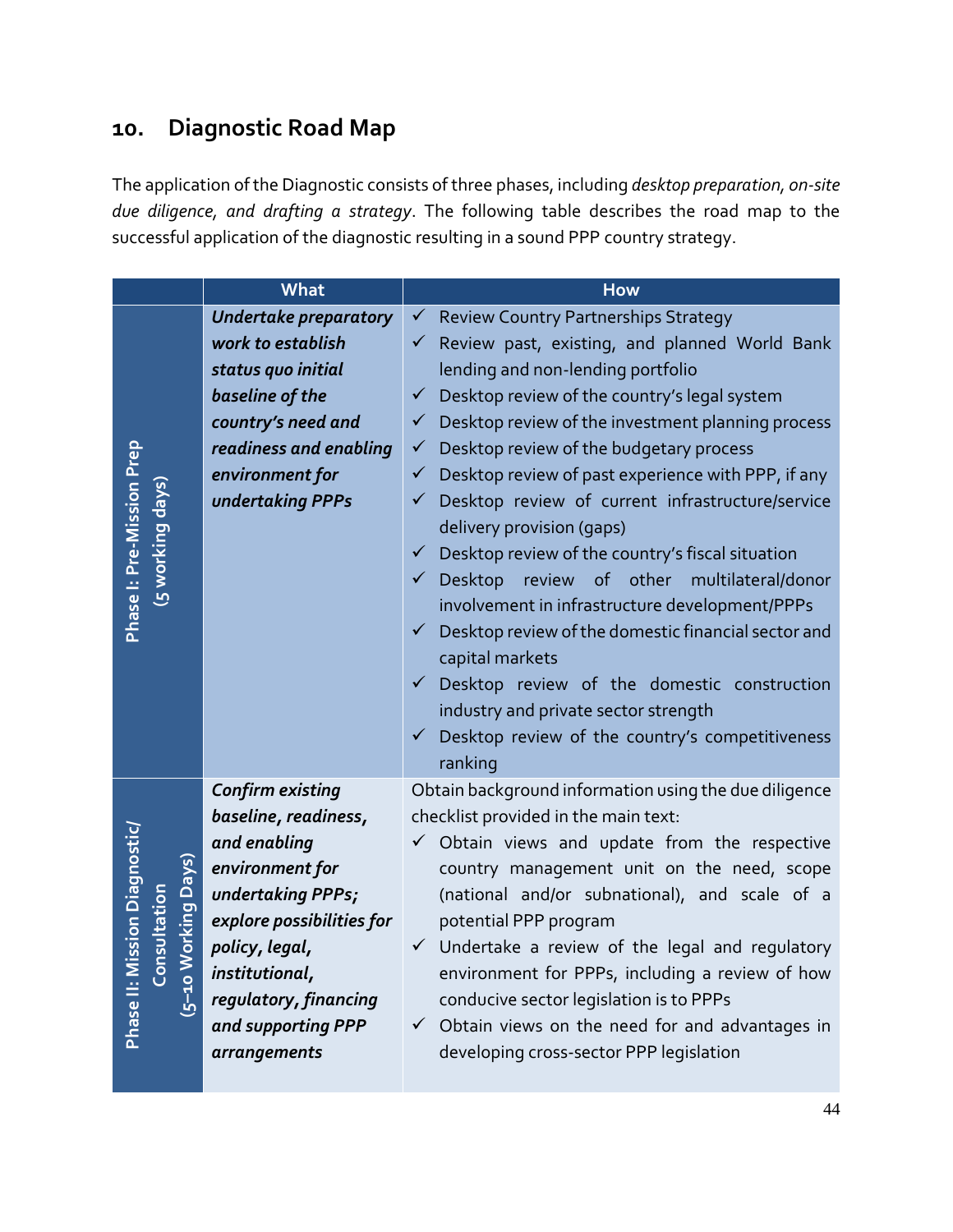## 10. Diagnostic Road Map

The application of the Diagnostic consists of three phases, including *desktop preparation, on-site due diligence, and drafting a strategy*. The following table describes the road map to the successful application of the diagnostic resulting in a sound PPP country strategy.

| | What | How |
|---|---|---|
| Phase I: Pre-Mission Prep (5 working days) | ***Undertake preparatory work to establish status quo initial baseline of the country's need and readiness and enabling environment for undertaking PPPs*** | ✓ Review Country Partnerships Strategy<br>✓ Review past, existing, and planned World Bank lending and non-lending portfolio<br>✓ Desktop review of the country's legal system<br>✓ Desktop review of the investment planning process<br>✓ Desktop review of the budgetary process<br>✓ Desktop review of past experience with PPP, if any<br>✓ Desktop review of current infrastructure/service delivery provision (gaps)<br>✓ Desktop review of the country's fiscal situation<br>✓ Desktop review of other multilateral/donor involvement in infrastructure development/PPPs<br>✓ Desktop review of the domestic financial sector and capital markets<br>✓ Desktop review of the domestic construction industry and private sector strength<br>✓ Desktop review of the country's competitiveness ranking |
| Phase II: Mission Diagnostic/ Consultation (5–10 Working Days) | ***Confirm existing baseline, readiness, and enabling environment for undertaking PPPs; explore possibilities for policy, legal, institutional, regulatory, financing and supporting PPP arrangements*** | Obtain background information using the due diligence checklist provided in the main text:<br>✓ Obtain views and update from the respective country management unit on the need, scope (national and/or subnational), and scale of a potential PPP program<br>✓ Undertake a review of the legal and regulatory environment for PPPs, including a review of how conducive sector legislation is to PPPs<br>✓ Obtain views on the need for and advantages in developing cross-sector PPP legislation |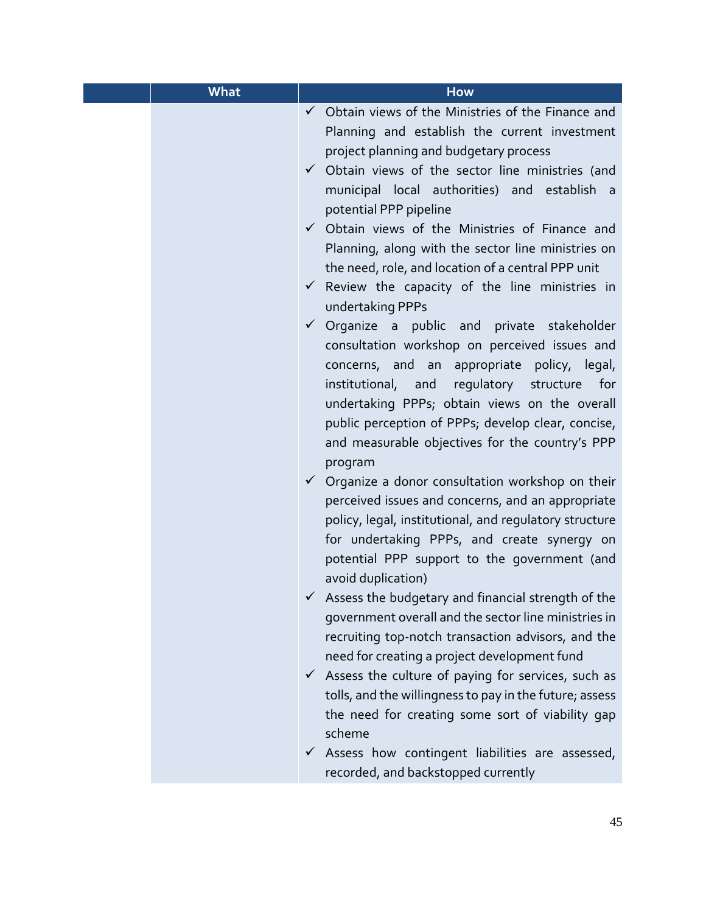| | What | How |
|---|---|---|
| | | ✓ Obtain views of the Ministries of the Finance and Planning and establish the current investment project planning and budgetary process<br>✓ Obtain views of the sector line ministries (and municipal local authorities) and establish a potential PPP pipeline<br>✓ Obtain views of the Ministries of Finance and Planning, along with the sector line ministries on the need, role, and location of a central PPP unit<br>✓ Review the capacity of the line ministries in undertaking PPPs<br>✓ Organize a public and private stakeholder consultation workshop on perceived issues and concerns, and an appropriate policy, legal, institutional, and regulatory structure for undertaking PPPs; obtain views on the overall public perception of PPPs; develop clear, concise, and measurable objectives for the country's PPP program<br>✓ Organize a donor consultation workshop on their perceived issues and concerns, and an appropriate policy, legal, institutional, and regulatory structure for undertaking PPPs, and create synergy on potential PPP support to the government (and avoid duplication)<br>✓ Assess the budgetary and financial strength of the government overall and the sector line ministries in recruiting top-notch transaction advisors, and the need for creating a project development fund<br>✓ Assess the culture of paying for services, such as tolls, and the willingness to pay in the future; assess the need for creating some sort of viability gap scheme<br>✓ Assess how contingent liabilities are assessed, recorded, and backstopped currently |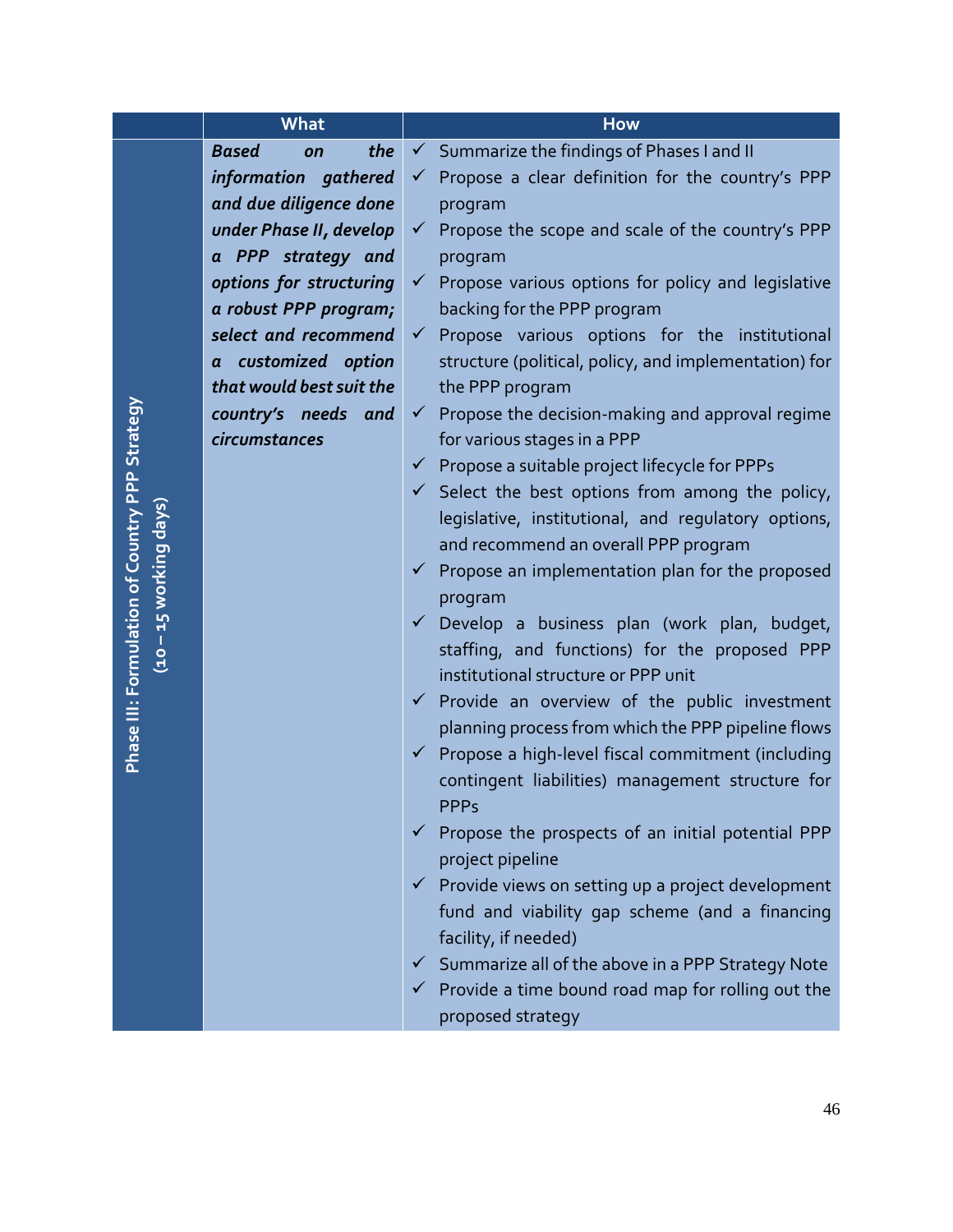| | What | How |
|---|---|---|
| **Phase III: Formulation of Country PPP Strategy (10 – 15 working days)** | ***Based on the information gathered and due diligence done under Phase II, develop a PPP strategy and options for structuring a robust PPP program; select and recommend a customized option that would best suit the country's needs and circumstances*** | ✓ Summarize the findings of Phases I and II<br>✓ Propose a clear definition for the country's PPP program<br>✓ Propose the scope and scale of the country's PPP program<br>✓ Propose various options for policy and legislative backing for the PPP program<br>✓ Propose various options for the institutional structure (political, policy, and implementation) for the PPP program<br>✓ Propose the decision-making and approval regime for various stages in a PPP<br>✓ Propose a suitable project lifecycle for PPPs<br>✓ Select the best options from among the policy, legislative, institutional, and regulatory options, and recommend an overall PPP program<br>✓ Propose an implementation plan for the proposed program<br>✓ Develop a business plan (work plan, budget, staffing, and functions) for the proposed PPP institutional structure or PPP unit<br>✓ Provide an overview of the public investment planning process from which the PPP pipeline flows<br>✓ Propose a high-level fiscal commitment (including contingent liabilities) management structure for PPPs<br>✓ Propose the prospects of an initial potential PPP project pipeline<br>✓ Provide views on setting up a project development fund and viability gap scheme (and a financing facility, if needed)<br>✓ Summarize all of the above in a PPP Strategy Note<br>✓ Provide a time bound road map for rolling out the proposed strategy |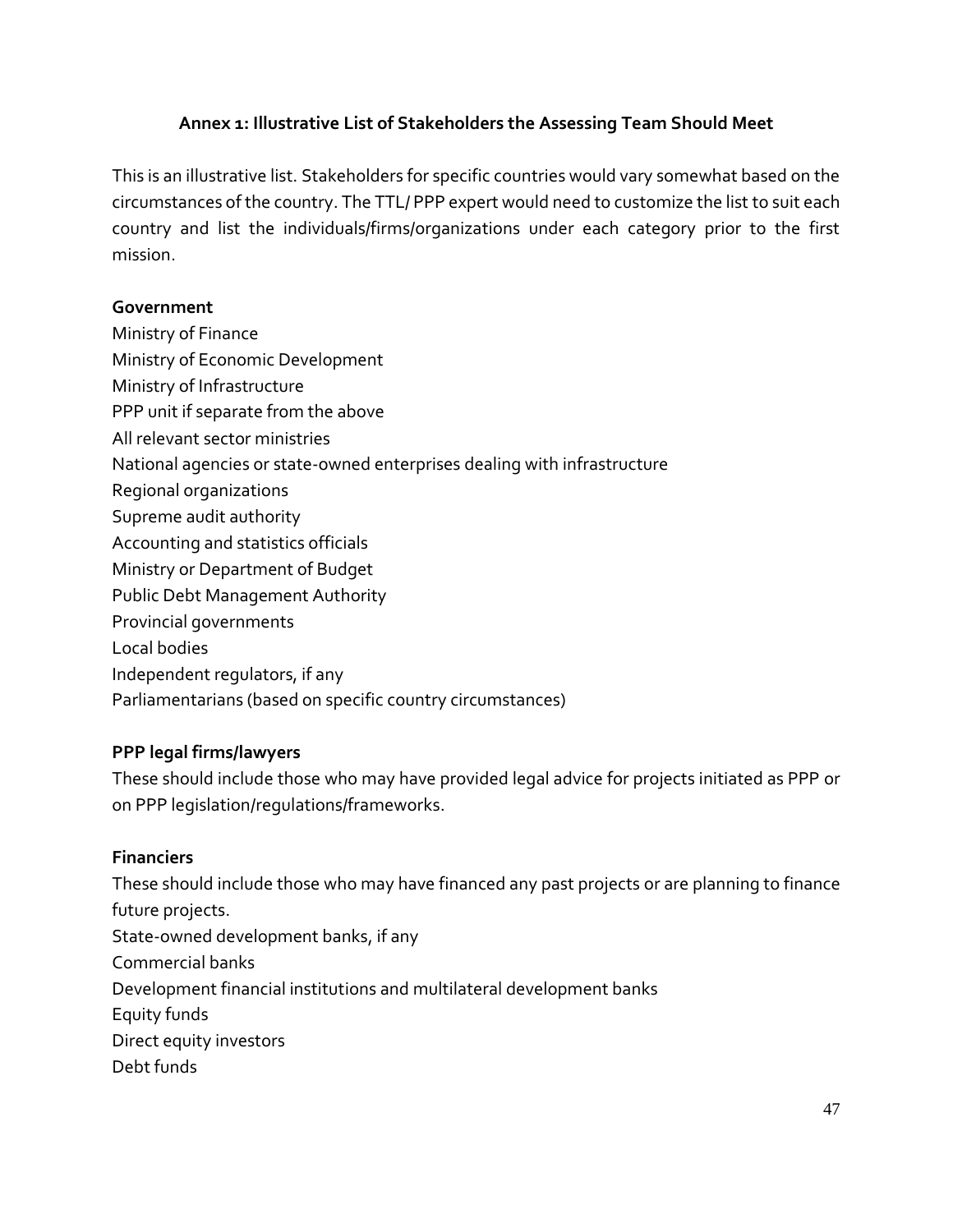## Annex 1: Illustrative List of Stakeholders the Assessing Team Should Meet

This is an illustrative list. Stakeholders for specific countries would vary somewhat based on the circumstances of the country. The TTL/ PPP expert would need to customize the list to suit each country and list the individuals/firms/organizations under each category prior to the first mission.

**Government**

Ministry of Finance
Ministry of Economic Development
Ministry of Infrastructure
PPP unit if separate from the above
All relevant sector ministries
National agencies or state-owned enterprises dealing with infrastructure
Regional organizations
Supreme audit authority
Accounting and statistics officials
Ministry or Department of Budget
Public Debt Management Authority
Provincial governments
Local bodies
Independent regulators, if any
Parliamentarians (based on specific country circumstances)

**PPP legal firms/lawyers**

These should include those who may have provided legal advice for projects initiated as PPP or on PPP legislation/regulations/frameworks.

**Financiers**

These should include those who may have financed any past projects or are planning to finance future projects.
State-owned development banks, if any
Commercial banks
Development financial institutions and multilateral development banks
Equity funds
Direct equity investors
Debt funds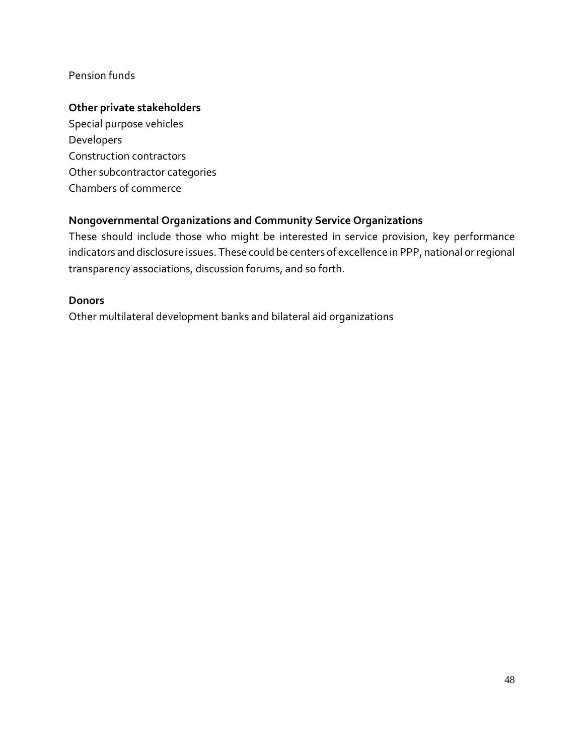Pension funds

**Other private stakeholders**

Special purpose vehicles
Developers
Construction contractors
Other subcontractor categories
Chambers of commerce

**Nongovernmental Organizations and Community Service Organizations**

These should include those who might be interested in service provision, key performance indicators and disclosure issues. These could be centers of excellence in PPP, national or regional transparency associations, discussion forums, and so forth.

**Donors**

Other multilateral development banks and bilateral aid organizations